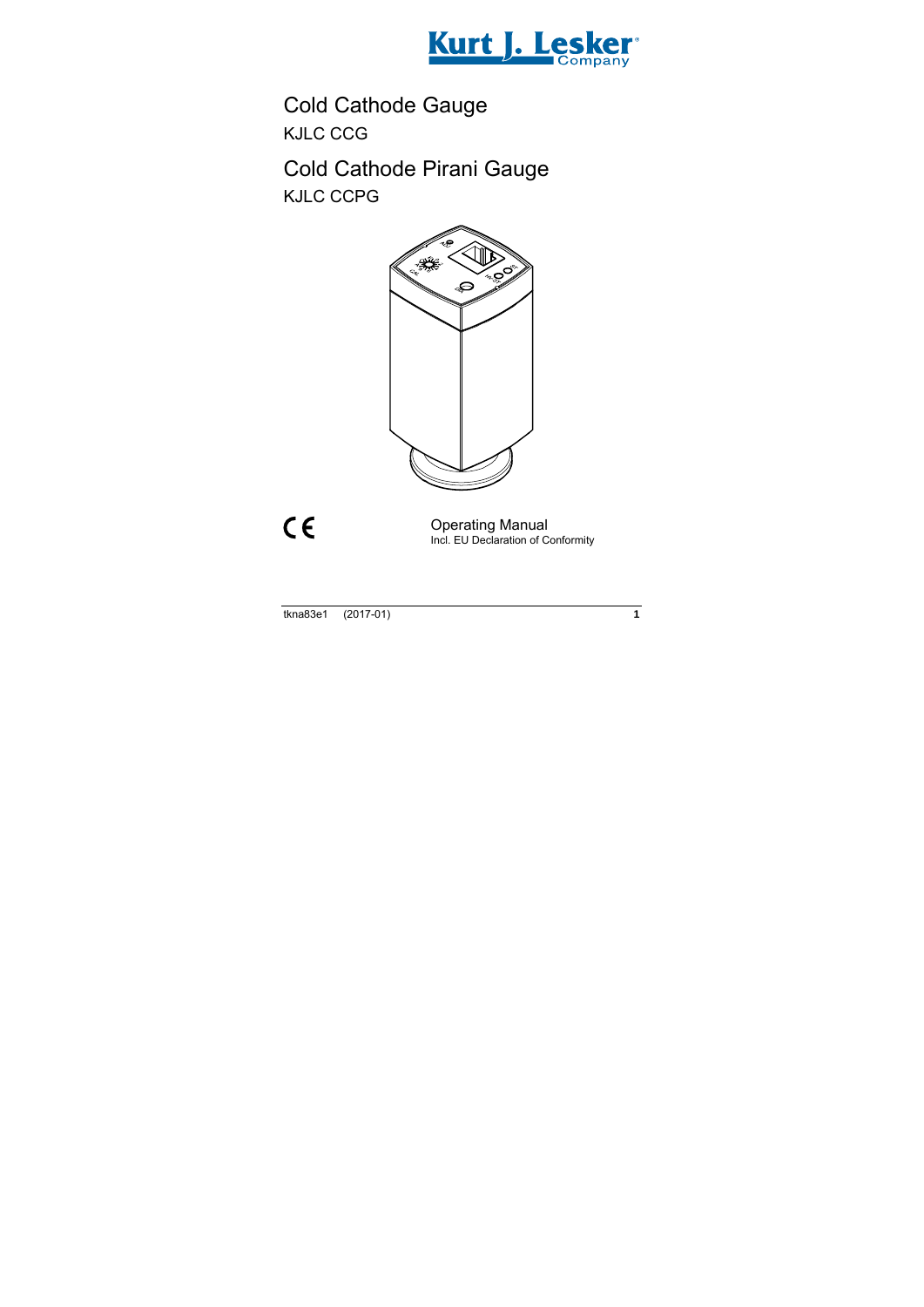Kurt J. Lesker Company

# Cold Cathode Gauge

KJLC CCG

# Cold Cathode Pirani Gauge

KJLC CCPG

CE

Operating Manual
Incl. EU Declaration of Conformity

tkna83e1 (2017-01)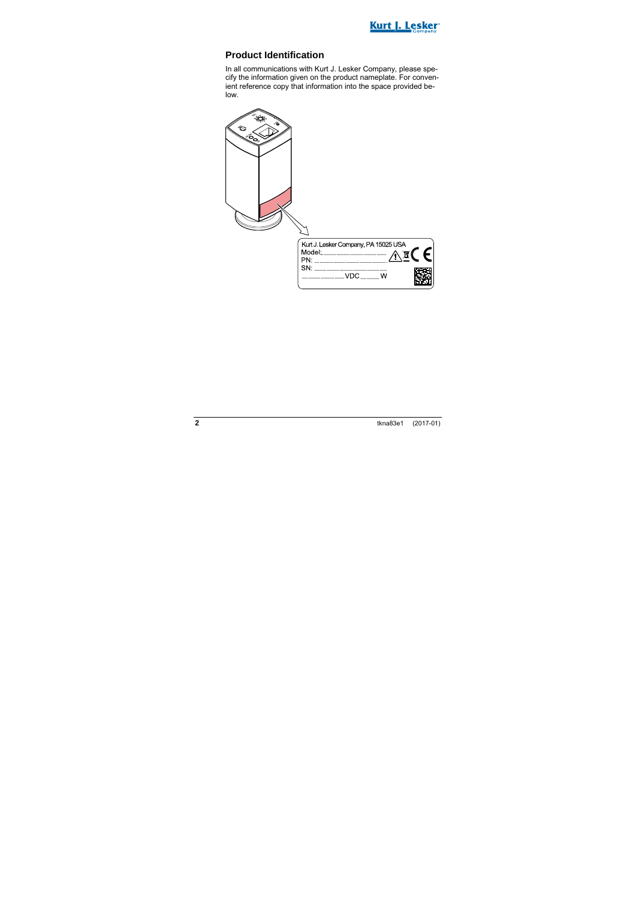## Product Identification

In all communications with Kurt J. Lesker Company, please specify the information given on the product nameplate. For convenient reference copy that information into the space provided below.

Kurt J. Lesker Company, PA 15025 USA
Model: ..............................
PN: ..............................
SN: ..............................
.............................VDC ............ W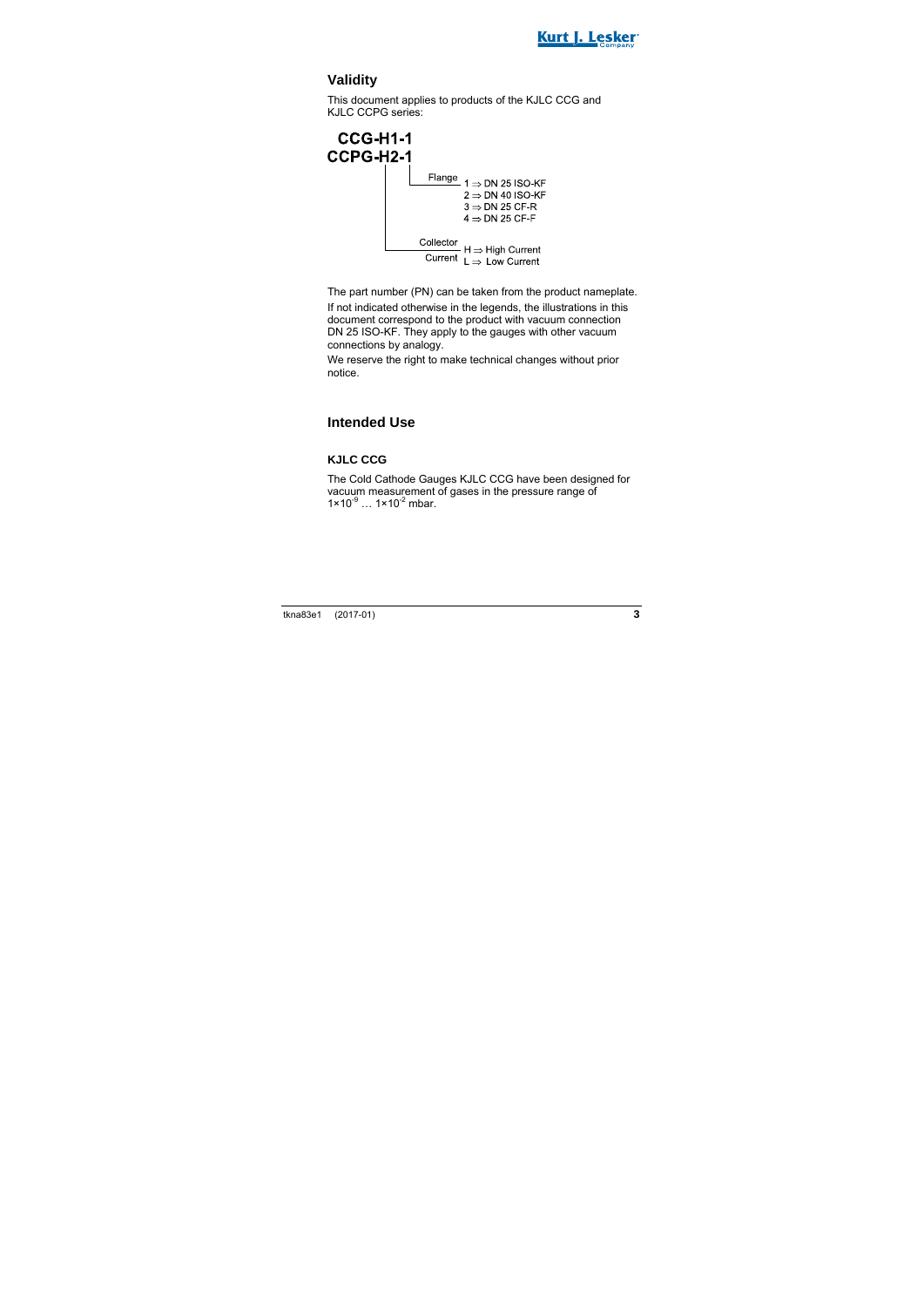## Validity

This document applies to products of the KJLC CCG and KJLC CCPG series:

**CCG-H1-1**
**CCPG-H2-1**

Flange
- 1 ⇒ DN 25 ISO-KF
- 2 ⇒ DN 40 ISO-KF
- 3 ⇒ DN 25 CF-R
- 4 ⇒ DN 25 CF-F

Collector Current
- H ⇒ High Current
- L ⇒ Low Current

The part number (PN) can be taken from the product nameplate.

If not indicated otherwise in the legends, the illustrations in this document correspond to the product with vacuum connection DN 25 ISO-KF. They apply to the gauges with other vacuum connections by analogy.

We reserve the right to make technical changes without prior notice.

## Intended Use

### KJLC CCG

The Cold Cathode Gauges KJLC CCG have been designed for vacuum measurement of gases in the pressure range of $1\times10^{-9}$ … $1\times10^{-2}$ mbar.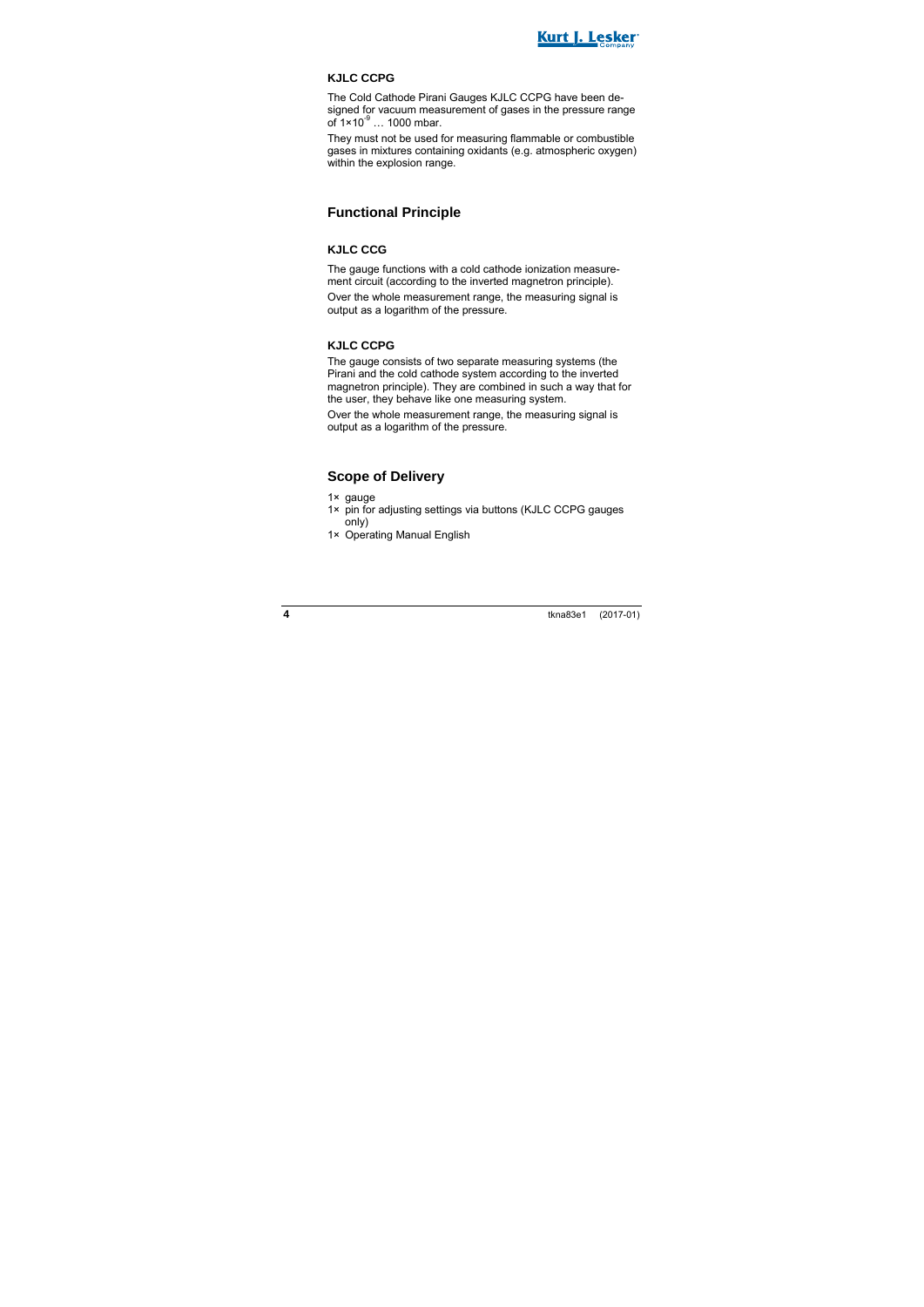### KJLC CCPG

The Cold Cathode Pirani Gauges KJLC CCPG have been designed for vacuum measurement of gases in the pressure range of $1\times10^{-9}$ … 1000 mbar.

They must not be used for measuring flammable or combustible gases in mixtures containing oxidants (e.g. atmospheric oxygen) within the explosion range.

## Functional Principle

### KJLC CCG

The gauge functions with a cold cathode ionization measurement circuit (according to the inverted magnetron principle).

Over the whole measurement range, the measuring signal is output as a logarithm of the pressure.

### KJLC CCPG

The gauge consists of two separate measuring systems (the Pirani and the cold cathode system according to the inverted magnetron principle). They are combined in such a way that for the user, they behave like one measuring system.

Over the whole measurement range, the measuring signal is output as a logarithm of the pressure.

## Scope of Delivery

- 1× gauge
- 1× pin for adjusting settings via buttons (KJLC CCPG gauges only)
- 1× Operating Manual English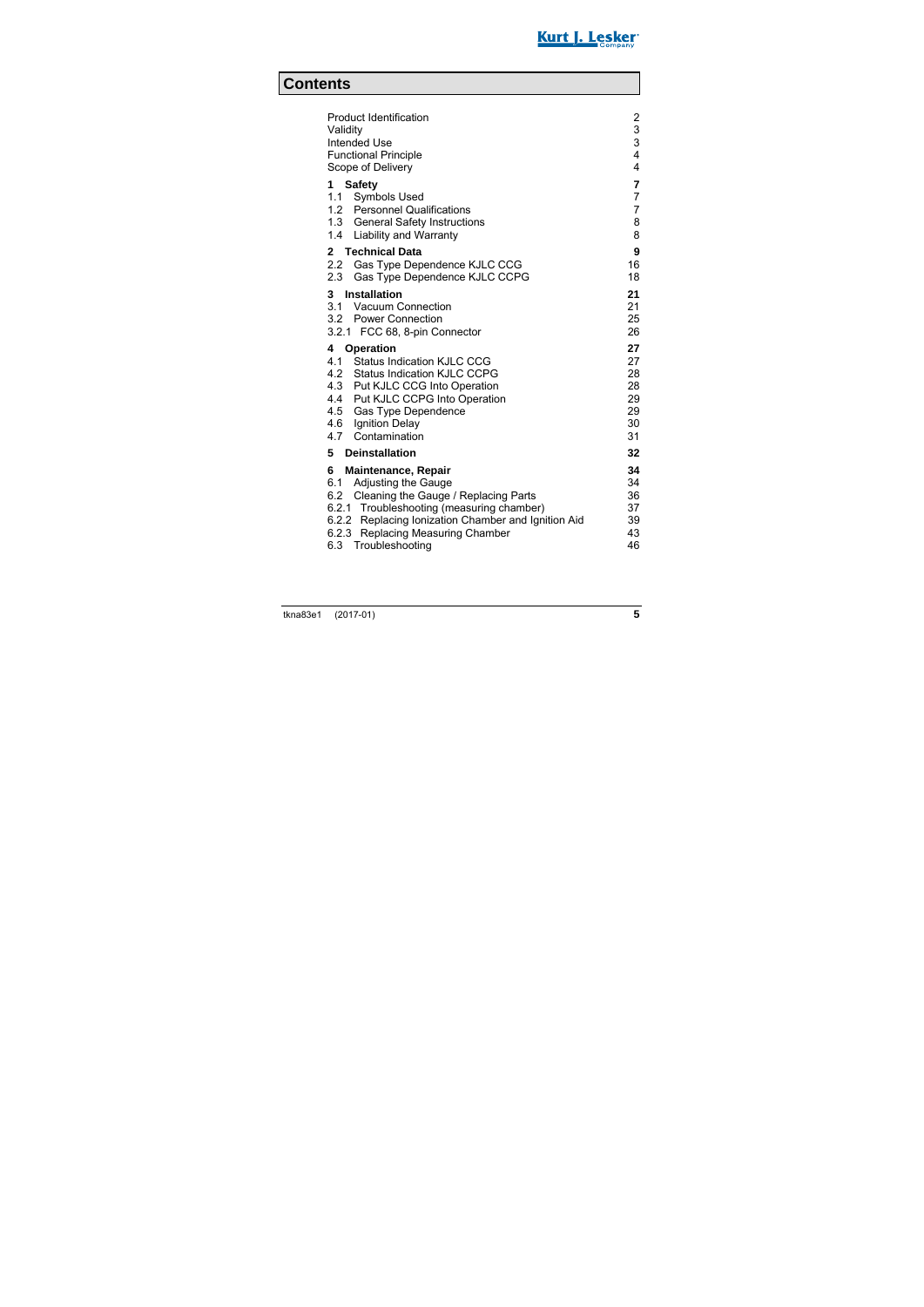# Contents

| | |
|---|---|
| Product Identification | 2 |
| Validity | 3 |
| Intended Use | 3 |
| Functional Principle | 4 |
| Scope of Delivery | 4 |
| **1 Safety** | **7** |
| 1.1 Symbols Used | 7 |
| 1.2 Personnel Qualifications | 7 |
| 1.3 General Safety Instructions | 8 |
| 1.4 Liability and Warranty | 8 |
| **2 Technical Data** | **9** |
| 2.2 Gas Type Dependence KJLC CCG | 16 |
| 2.3 Gas Type Dependence KJLC CCPG | 18 |
| **3 Installation** | **21** |
| 3.1 Vacuum Connection | 21 |
| 3.2 Power Connection | 25 |
| 3.2.1 FCC 68, 8-pin Connector | 26 |
| **4 Operation** | **27** |
| 4.1 Status Indication KJLC CCG | 27 |
| 4.2 Status Indication KJLC CCPG | 28 |
| 4.3 Put KJLC CCG Into Operation | 28 |
| 4.4 Put KJLC CCPG Into Operation | 29 |
| 4.5 Gas Type Dependence | 29 |
| 4.6 Ignition Delay | 30 |
| 4.7 Contamination | 31 |
| **5 Deinstallation** | **32** |
| **6 Maintenance, Repair** | **34** |
| 6.1 Adjusting the Gauge | 34 |
| 6.2 Cleaning the Gauge / Replacing Parts | 36 |
| 6.2.1 Troubleshooting (measuring chamber) | 37 |
| 6.2.2 Replacing Ionization Chamber and Ignition Aid | 39 |
| 6.2.3 Replacing Measuring Chamber | 43 |
| 6.3 Troubleshooting | 46 |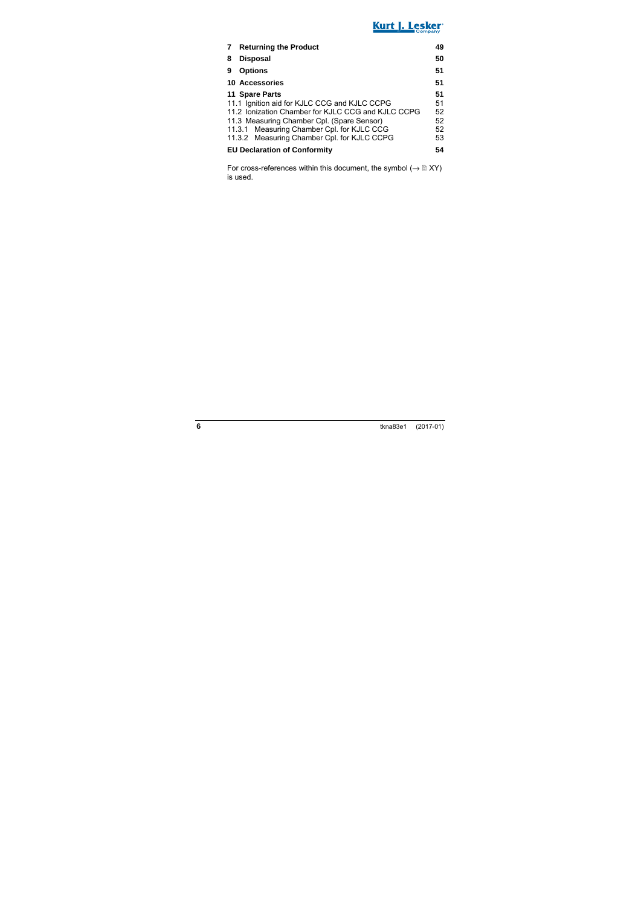| | |
|---|---|
| **7 Returning the Product** | **49** |
| **8 Disposal** | **50** |
| **9 Options** | **51** |
| **10 Accessories** | **51** |
| **11 Spare Parts** | **51** |
| 11.1 Ignition aid for KJLC CCG and KJLC CCPG | 51 |
| 11.2 Ionization Chamber for KJLC CCG and KJLC CCPG | 52 |
| 11.3 Measuring Chamber Cpl. (Spare Sensor) | 52 |
| 11.3.1 Measuring Chamber Cpl. for KJLC CCG | 52 |
| 11.3.2 Measuring Chamber Cpl. for KJLC CCPG | 53 |
| **EU Declaration of Conformity** | **54** |

For cross-references within this document, the symbol (→ 🗎 XY) is used.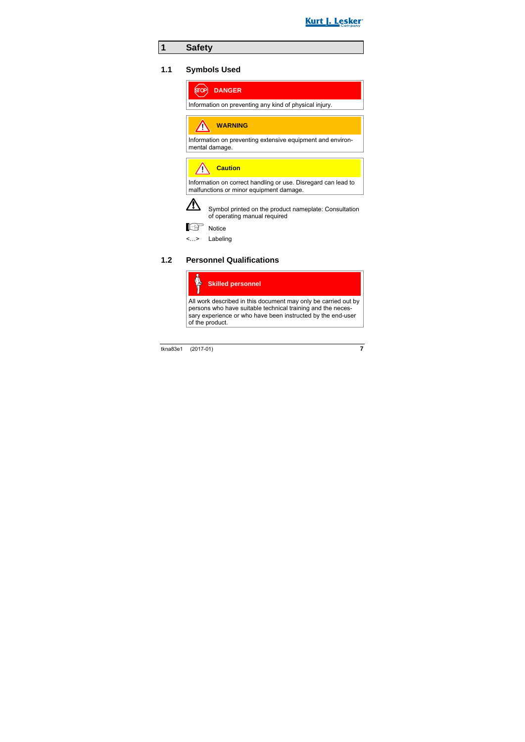# 1 Safety

## 1.1 Symbols Used

**DANGER**

Information on preventing any kind of physical injury.

**WARNING**

Information on preventing extensive equipment and environmental damage.

**Caution**

Information on correct handling or use. Disregard can lead to malfunctions or minor equipment damage.

Symbol printed on the product nameplate: Consultation of operating manual required

Notice

<…> Labeling

## 1.2 Personnel Qualifications

**Skilled personnel**

All work described in this document may only be carried out by persons who have suitable technical training and the necessary experience or who have been instructed by the end-user of the product.

tkna83e1 (2017-01)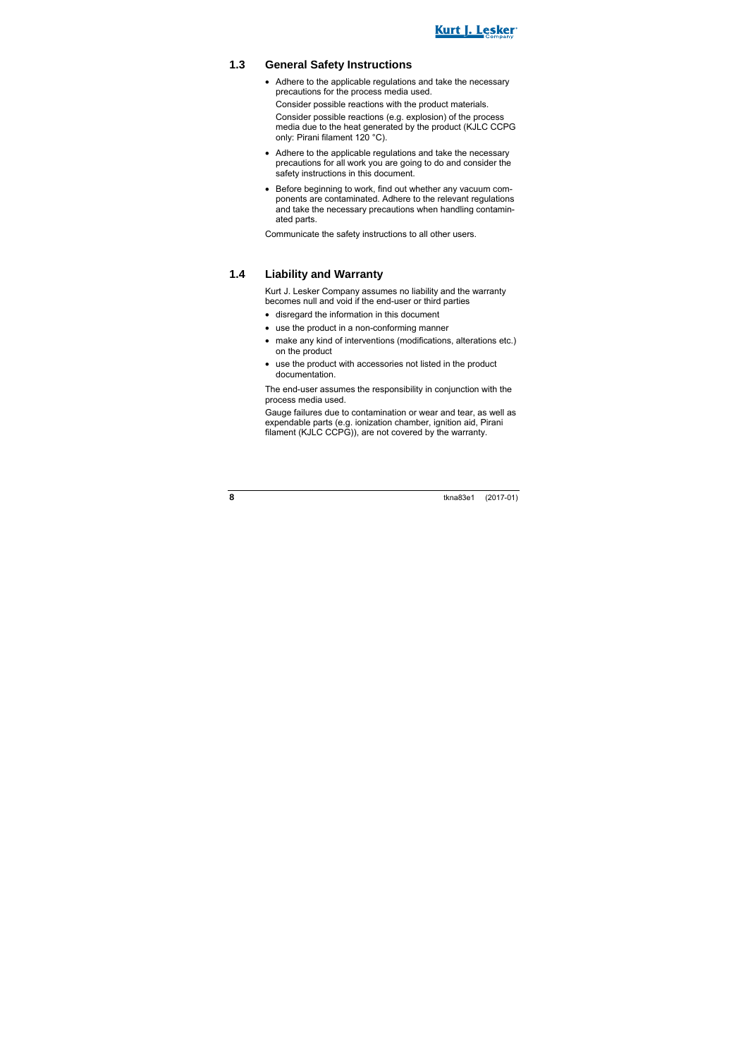## 1.3 General Safety Instructions

- Adhere to the applicable regulations and take the necessary precautions for the process media used.

  Consider possible reactions with the product materials.

  Consider possible reactions (e.g. explosion) of the process media due to the heat generated by the product (KJLC CCPG only: Pirani filament 120 °C).

- Adhere to the applicable regulations and take the necessary precautions for all work you are going to do and consider the safety instructions in this document.

- Before beginning to work, find out whether any vacuum components are contaminated. Adhere to the relevant regulations and take the necessary precautions when handling contaminated parts.

Communicate the safety instructions to all other users.

## 1.4 Liability and Warranty

Kurt J. Lesker Company assumes no liability and the warranty becomes null and void if the end-user or third parties

- disregard the information in this document
- use the product in a non-conforming manner
- make any kind of interventions (modifications, alterations etc.) on the product
- use the product with accessories not listed in the product documentation.

The end-user assumes the responsibility in conjunction with the process media used.

Gauge failures due to contamination or wear and tear, as well as expendable parts (e.g. ionization chamber, ignition aid, Pirani filament (KJLC CCPG)), are not covered by the warranty.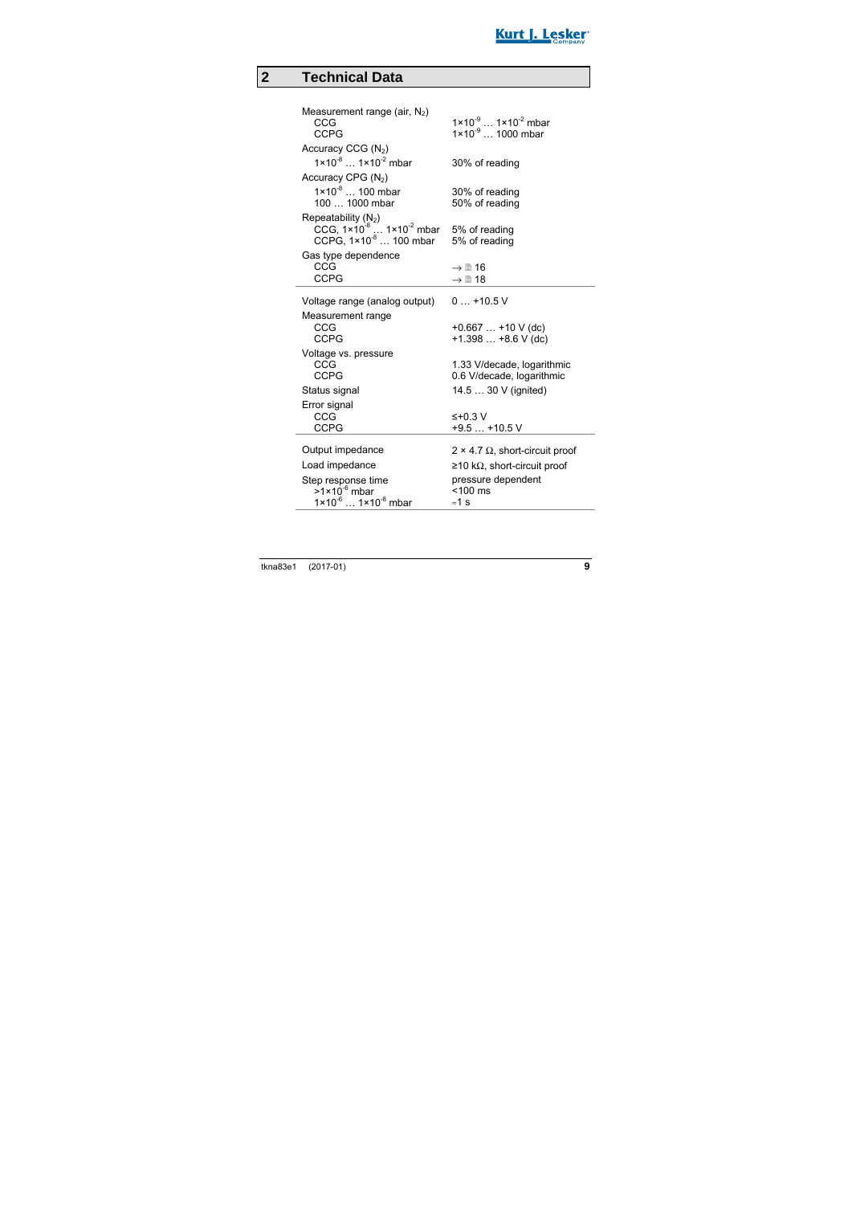# 2 Technical Data

| | |
|---|---|
| Measurement range (air, $N_2$) | |
| CCG | $1\times10^{-9}$ … $1\times10^{-2}$ mbar |
| CCPG | $1\times10^{-9}$ … 1000 mbar |
| Accuracy CCG ($N_2$) | |
| $1\times10^{-8}$ … $1\times10^{-2}$ mbar | 30% of reading |
| Accuracy CPG ($N_2$) | |
| $1\times10^{-8}$ … 100 mbar | 30% of reading |
| 100 … 1000 mbar | 50% of reading |
| Repeatability ($N_2$) | |
| CCG, $1\times10^{-8}$ … $1\times10^{-2}$ mbar | 5% of reading |
| CCPG, $1\times10^{-8}$ … 100 mbar | 5% of reading |
| Gas type dependence | |
| CCG | → 🗎 16 |
| CCPG | → 🗎 18 |

| | |
|---|---|
| Voltage range (analog output) | 0 … +10.5 V |
| Measurement range | |
| CCG | +0.667 … +10 V (dc) |
| CCPG | +1.398 … +8.6 V (dc) |
| Voltage vs. pressure | |
| CCG | 1.33 V/decade, logarithmic |
| CCPG | 0.6 V/decade, logarithmic |
| Status signal | 14.5 … 30 V (ignited) |
| Error signal | |
| CCG | ≤+0.3 V |
| CCPG | +9.5 … +10.5 V |

| | |
|---|---|
| Output impedance | 2 × 4.7 Ω, short-circuit proof |
| Load impedance | ≥10 kΩ, short-circuit proof |
| Step response time | pressure dependent |
| $>1\times10^{-6}$ mbar | <100 ms |
| $1\times10^{-6}$ … $1\times10^{-8}$ mbar | ≈1 s |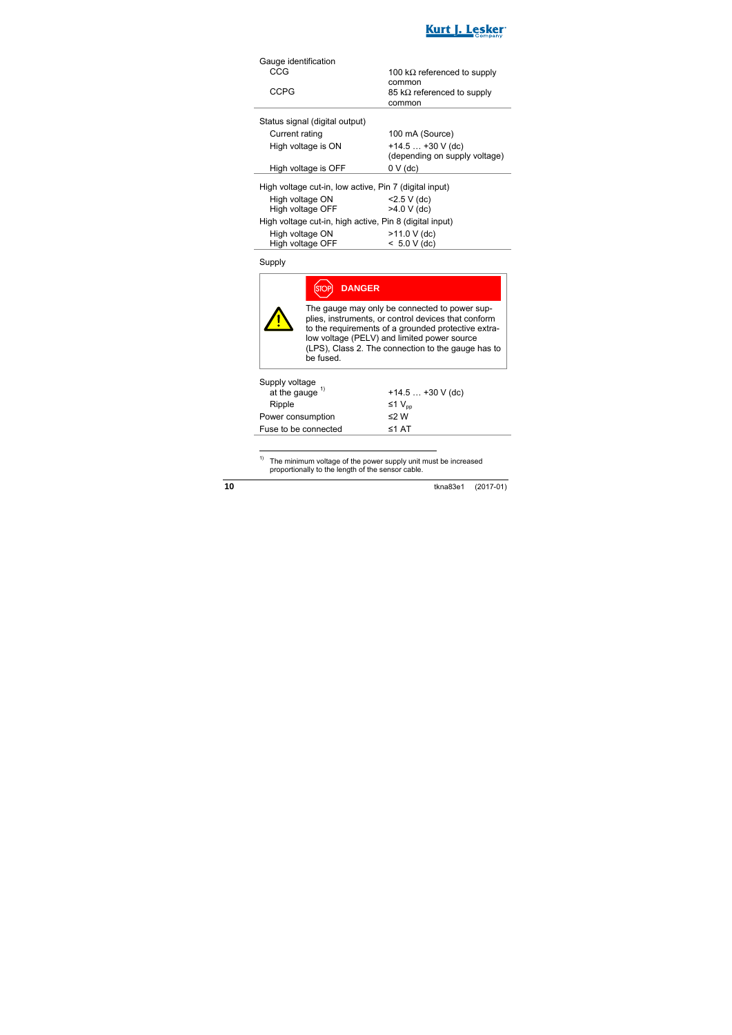| | |
|---|---|
| Gauge identification | |
| CCG | 100 kΩ referenced to supply common |
| CCPG | 85 kΩ referenced to supply common |

| | |
|---|---|
| Status signal (digital output) | |
| Current rating | 100 mA (Source) |
| High voltage is ON | +14.5 … +30 V (dc) (depending on supply voltage) |
| High voltage is OFF | 0 V (dc) |

| | |
|---|---|
| High voltage cut-in, low active, Pin 7 (digital input) | |
| High voltage ON | <2.5 V (dc) |
| High voltage OFF | >4.0 V (dc) |
| High voltage cut-in, high active, Pin 8 (digital input) | |
| High voltage ON | >11.0 V (dc) |
| High voltage OFF | < 5.0 V (dc) |

Supply

> **DANGER**
>
> The gauge may only be connected to power supplies, instruments, or control devices that conform to the requirements of a grounded protective extra-low voltage (PELV) and limited power source (LPS), Class 2. The connection to the gauge has to be fused.

| | |
|---|---|
| Supply voltage | |
| at the gauge [1] | +14.5 … +30 V (dc) |
| Ripple | ≤1 $V_{pp}$ |
| Power consumption | ≤2 W |
| Fuse to be connected | ≤1 AT |

[1] The minimum voltage of the power supply unit must be increased proportionally to the length of the sensor cable.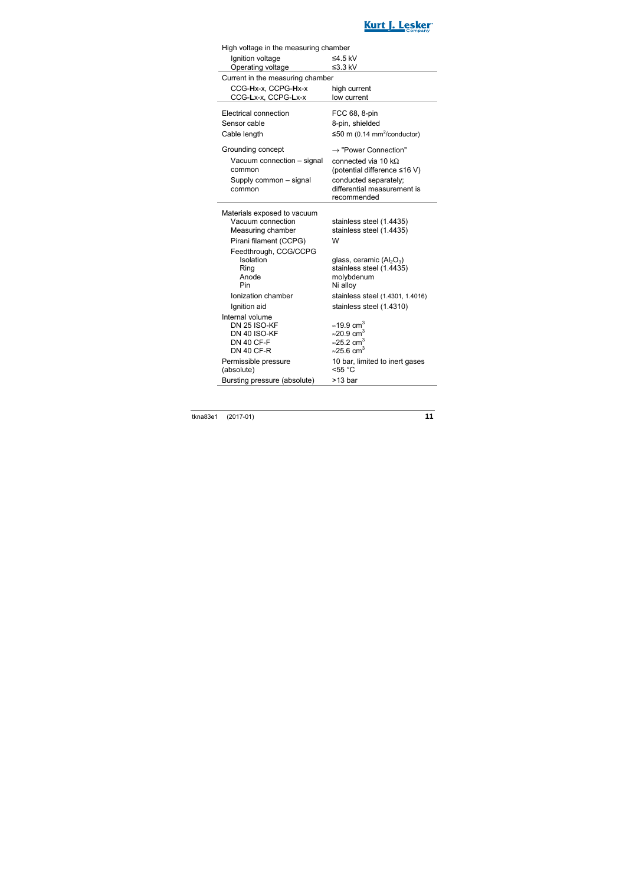| | |
|---|---|
| High voltage in the measuring chamber | |
| Ignition voltage | ≤4.5 kV |
| Operating voltage | ≤3.3 kV |
| Current in the measuring chamber | |
| CCG-**H**x-x, CCPG-**H**x-x | high current |
| CCG-**L**x-x, CCPG-**L**x-x | low current |
| Electrical connection | FCC 68, 8-pin |
| Sensor cable | 8-pin, shielded |
| Cable length | ≤50 m (0.14 $mm^2$/conductor) |
| Grounding concept | → "Power Connection" |
| Vacuum connection – signal common | connected via 10 kΩ (potential difference ≤16 V) |
| Supply common – signal common | conducted separately; differential measurement is recommended |
| Materials exposed to vacuum | |
| Vacuum connection | stainless steel (1.4435) |
| Measuring chamber | stainless steel (1.4435) |
| Pirani filament (CCPG) | W |
| Feedthrough, CCG/CCPG | |
| Isolation | glass, ceramic ($Al_2O_3$) |
| Ring | stainless steel (1.4435) |
| Anode | molybdenum |
| Pin | Ni alloy |
| Ionization chamber | stainless steel (1.4301, 1.4016) |
| Ignition aid | stainless steel (1.4310) |
| Internal volume | |
| DN 25 ISO-KF | ≈19.9 $cm^3$ |
| DN 40 ISO-KF | ≈20.9 $cm^3$ |
| DN 40 CF-F | ≈25.2 $cm^3$ |
| DN 40 CF-R | ≈25.6 $cm^3$ |
| Permissible pressure (absolute) | 10 bar, limited to inert gases <55 °C |
| Bursting pressure (absolute) | >13 bar |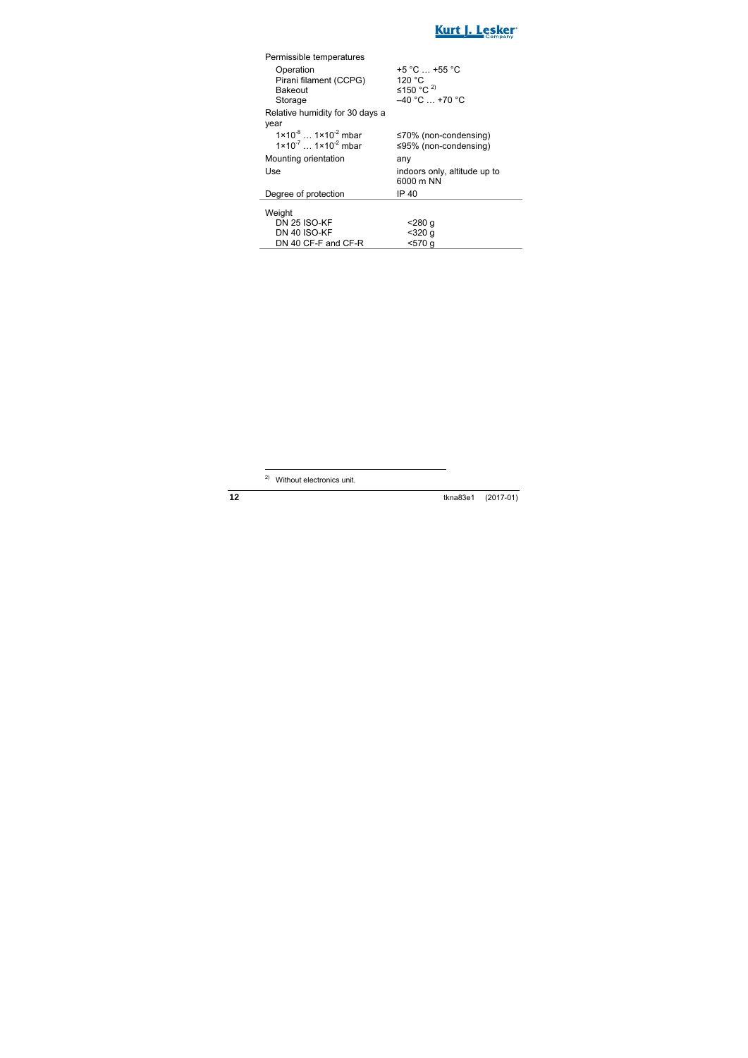| | |
|---|---|
| Permissible temperatures | |
| Operation | +5 °C … +55 °C |
| Pirani filament (CCPG) | 120 °C |
| Bakeout | ≤150 °C [2)] |
| Storage | –40 °C … +70 °C |
| Relative humidity for 30 days a year | |
| $1{\times}10^{-8}$ … $1{\times}10^{-2}$ mbar | ≤70% (non-condensing) |
| $1{\times}10^{-7}$ … $1{\times}10^{-2}$ mbar | ≤95% (non-condensing) |
| Mounting orientation | any |
| Use | indoors only, altitude up to 6000 m NN |
| Degree of protection | IP 40 |
| Weight | |
| DN 25 ISO-KF | <280 g |
| DN 40 ISO-KF | <320 g |
| DN 40 CF-F and CF-R | <570 g |

[2)] Without electronics unit.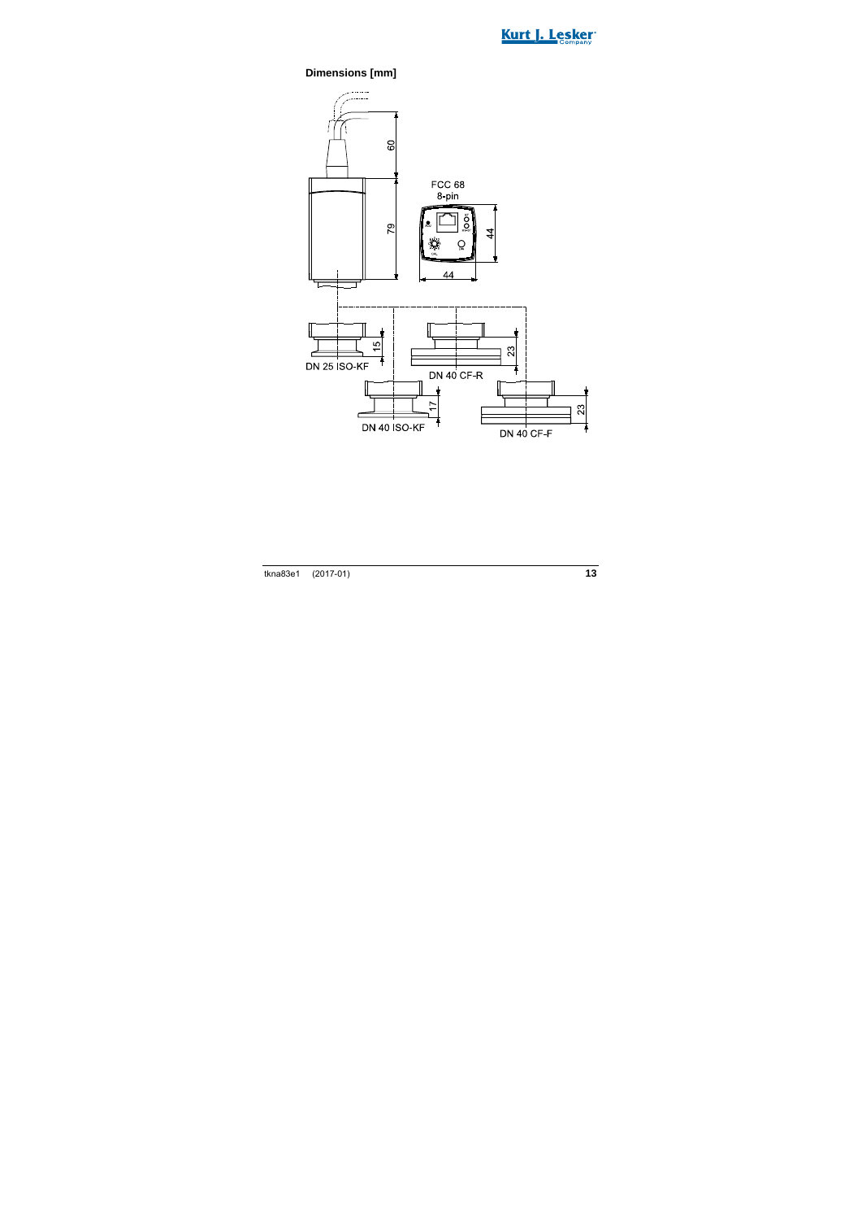**Dimensions [mm]**

FCC 68
8-pin

60

79

44

44

15

DN 25 ISO-KF

23

DN 40 CF-R

17

DN 40 ISO-KF

23

DN 40 CF-F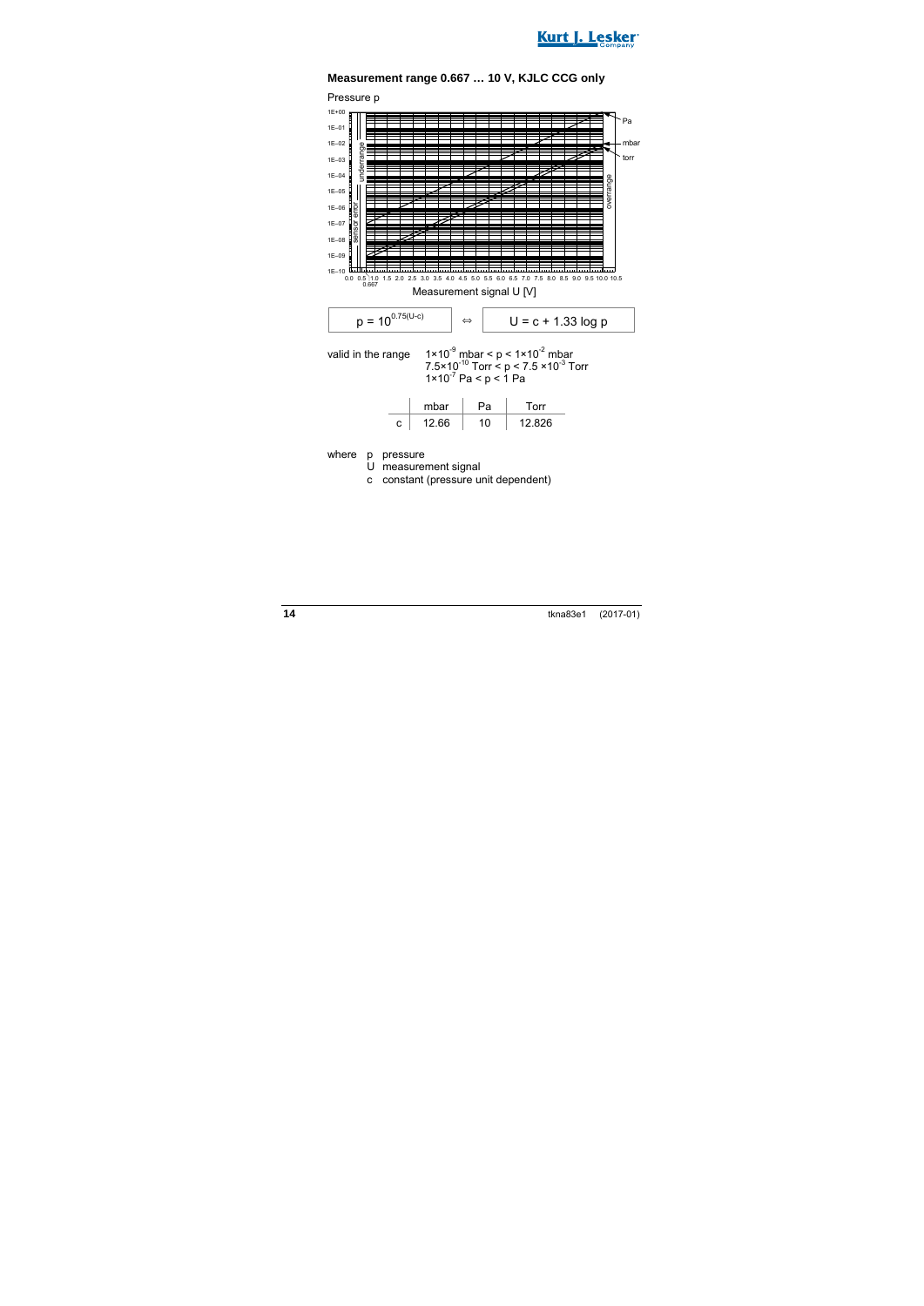**Measurement range 0.667 … 10 V, KJLC CCG only**

Pressure p

Measurement signal U [V]

$$p = 10^{0.75(U-c)} \quad \Leftrightarrow \quad U = c + 1.33 \log p$$

valid in the range
$1\times10^{-9}$ mbar < p < $1\times10^{-2}$ mbar
$7.5\times10^{-10}$ Torr < p < $7.5\times10^{-3}$ Torr
$1\times10^{-7}$ Pa < p < 1 Pa

| | mbar | Pa | Torr |
|---|---|---|---|
| c | 12.66 | 10 | 12.826 |

where
- p pressure
- U measurement signal
- c constant (pressure unit dependent)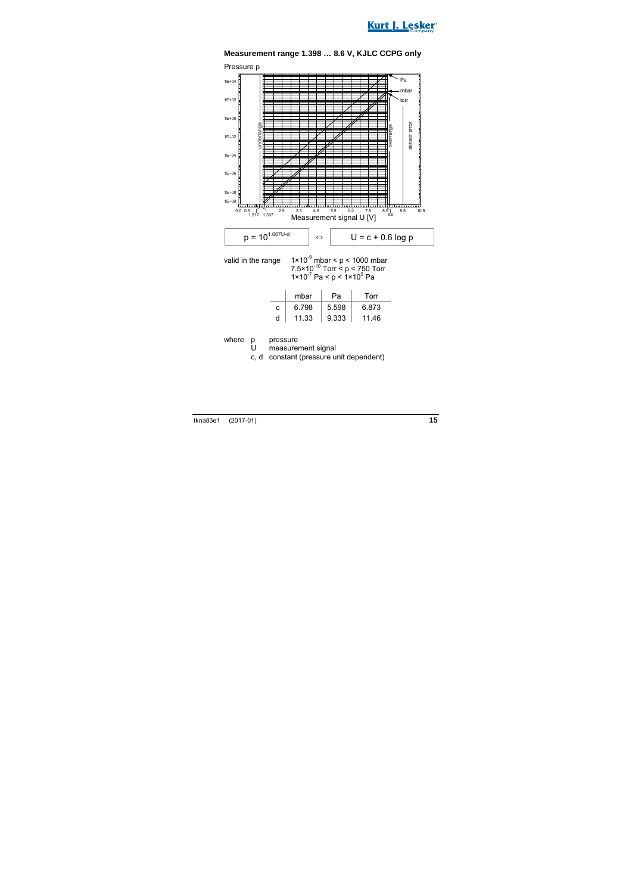## Measurement range 1.398 … 8.6 V, KJLC CCPG only

$$p = 10^{1.667U-d} \quad \Leftrightarrow \quad U = c + 0.6 \log p$$

valid in the range
$1\times10^{-9}$ mbar < p < 1000 mbar
$7.5\times10^{-10}$ Torr < p < 750 Torr
$1\times10^{-7}$ Pa < p < $1\times10^{5}$ Pa

| | mbar | Pa | Torr |
|---|---|---|---|
| c | 6.798 | 5.598 | 6.873 |
| d | 11.33 | 9.333 | 11.46 |

where
- p — pressure
- U — measurement signal
- c, d — constant (pressure unit dependent)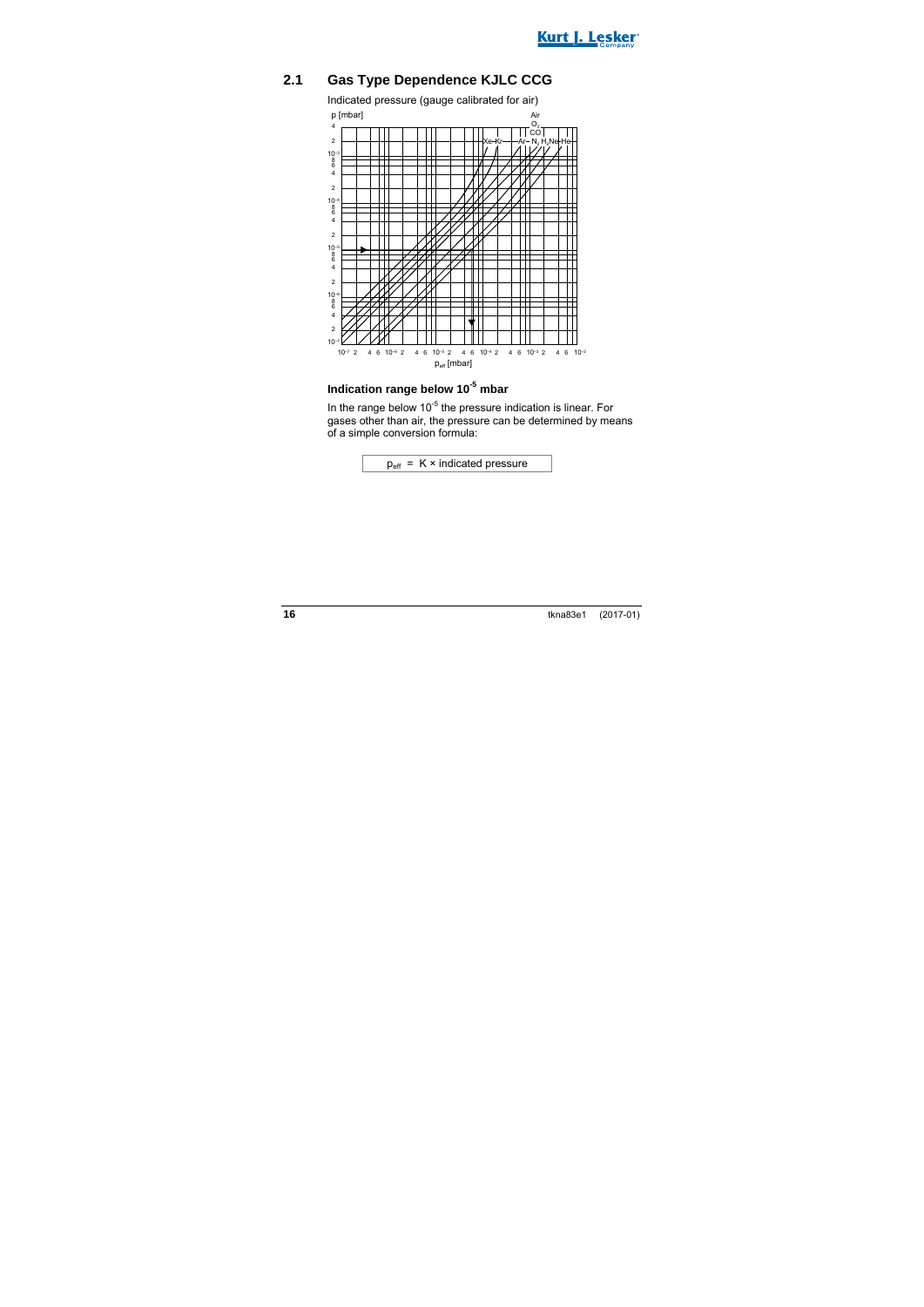## 2.1 Gas Type Dependence KJLC CCG

Indicated pressure (gauge calibrated for air)

p [mbar]

Air, $O_2$, CO, Xe, Kr, Ar, $N_2$, $H_2$, Ne, He

$p_{eff}$ [mbar]

### Indication range below $10^{-5}$ mbar

In the range below $10^{-5}$ the pressure indication is linear. For gases other than air, the pressure can be determined by means of a simple conversion formula:

$$p_{eff} = K \times \text{indicated pressure}$$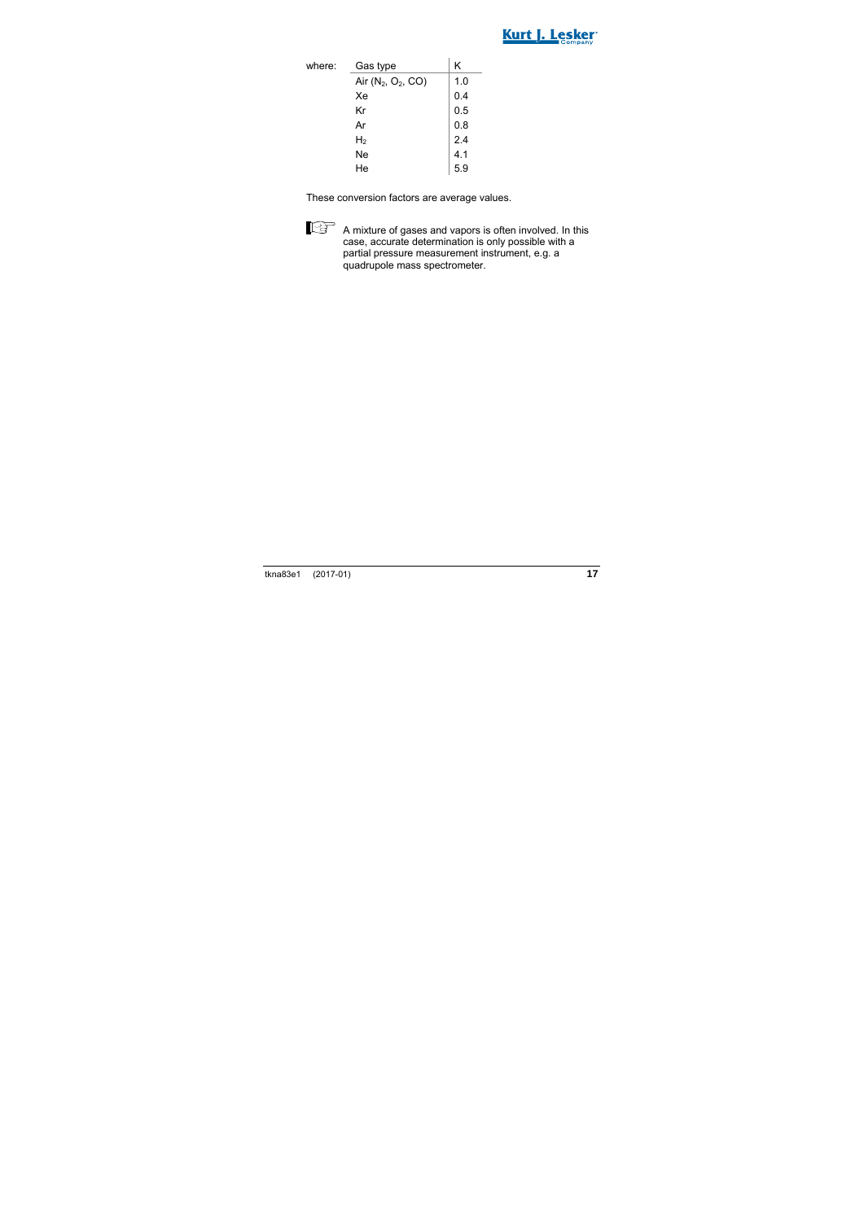where:

| Gas type | K |
|---|---|
| Air ($N_2$, $O_2$, CO) | 1.0 |
| Xe | 0.4 |
| Kr | 0.5 |
| Ar | 0.8 |
| $H_2$ | 2.4 |
| Ne | 4.1 |
| He | 5.9 |

These conversion factors are average values.

A mixture of gases and vapors is often involved. In this case, accurate determination is only possible with a partial pressure measurement instrument, e.g. a quadrupole mass spectrometer.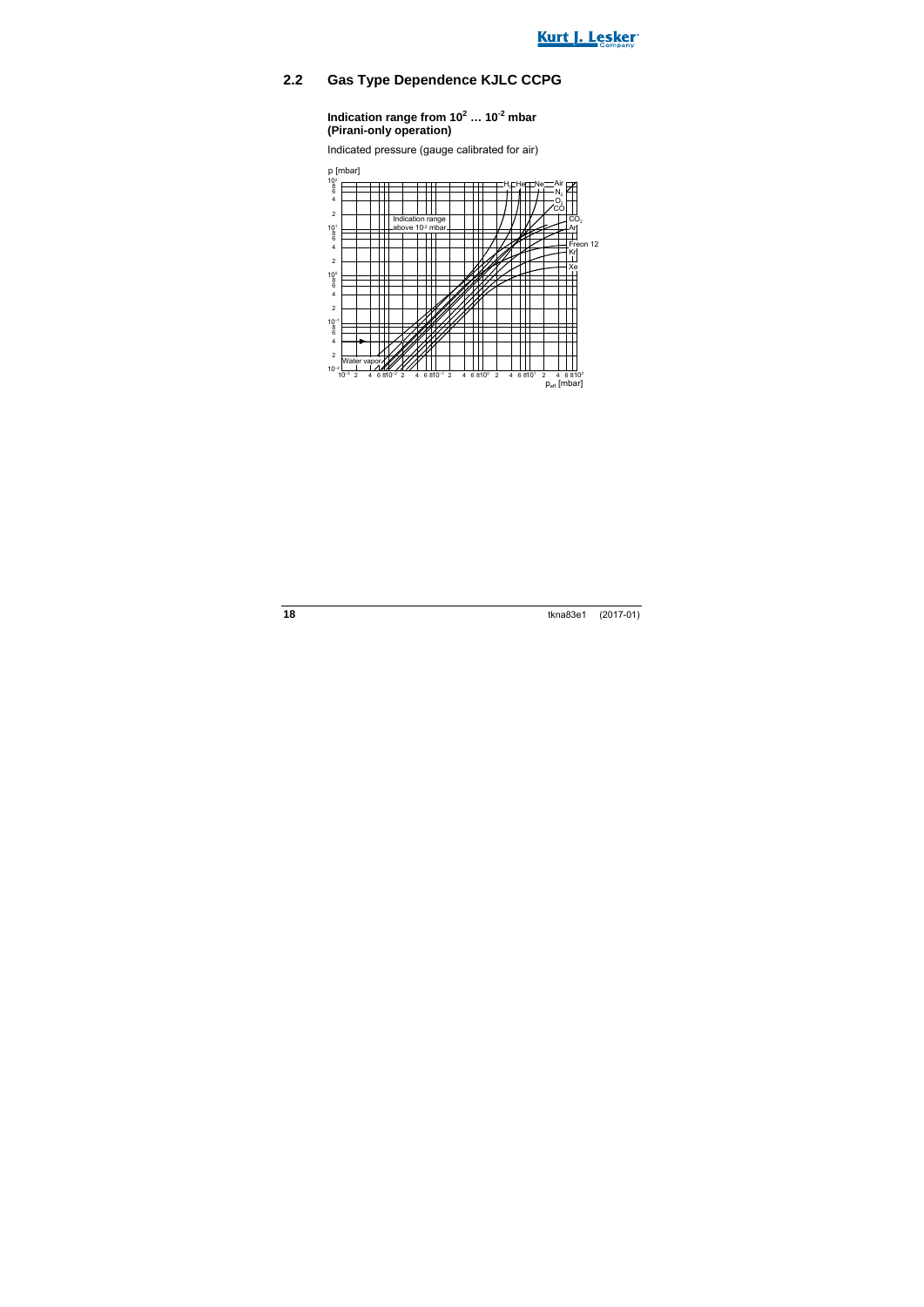## 2.2 Gas Type Dependence KJLC CCPG

**Indication range from $10^2$ … $10^{-2}$ mbar (Pirani-only operation)**

Indicated pressure (gauge calibrated for air)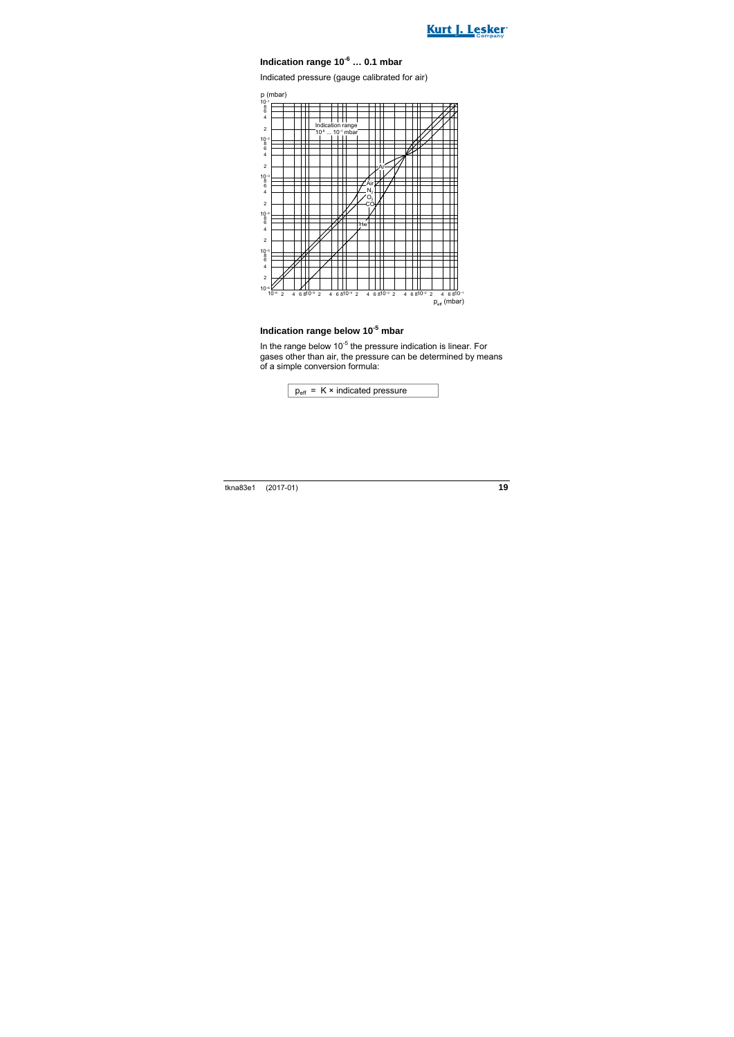### Indication range $10^{-6}$ … 0.1 mbar

Indicated pressure (gauge calibrated for air)

### Indication range below $10^{-5}$ mbar

In the range below $10^{-5}$ the pressure indication is linear. For gases other than air, the pressure can be determined by means of a simple conversion formula:

$$p_{eff} = K \times \text{indicated pressure}$$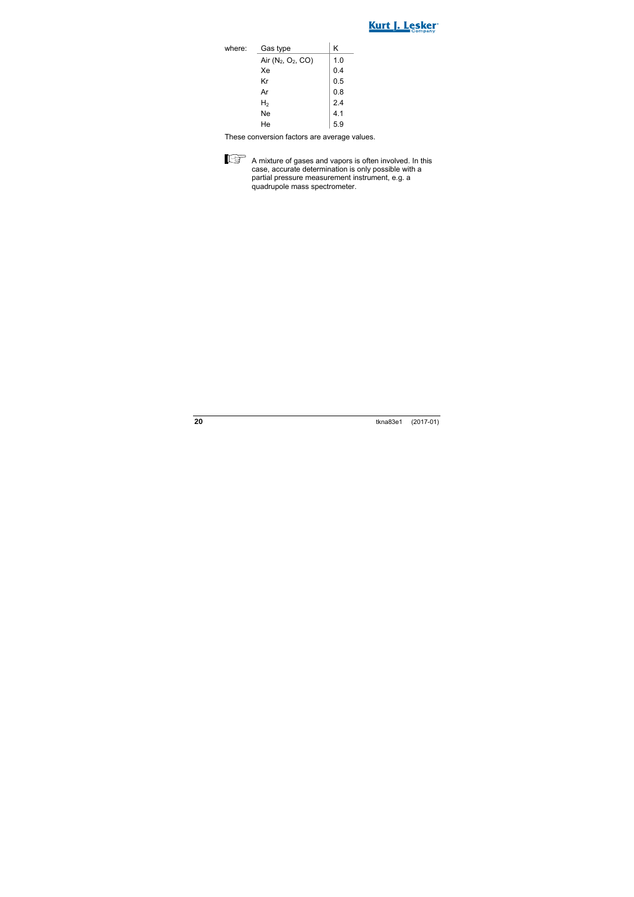where:

| Gas type | K |
| --- | --- |
| Air ($N_2$, $O_2$, CO) | 1.0 |
| Xe | 0.4 |
| Kr | 0.5 |
| Ar | 0.8 |
| $H_2$ | 2.4 |
| Ne | 4.1 |
| He | 5.9 |

These conversion factors are average values.

A mixture of gases and vapors is often involved. In this case, accurate determination is only possible with a partial pressure measurement instrument, e.g. a quadrupole mass spectrometer.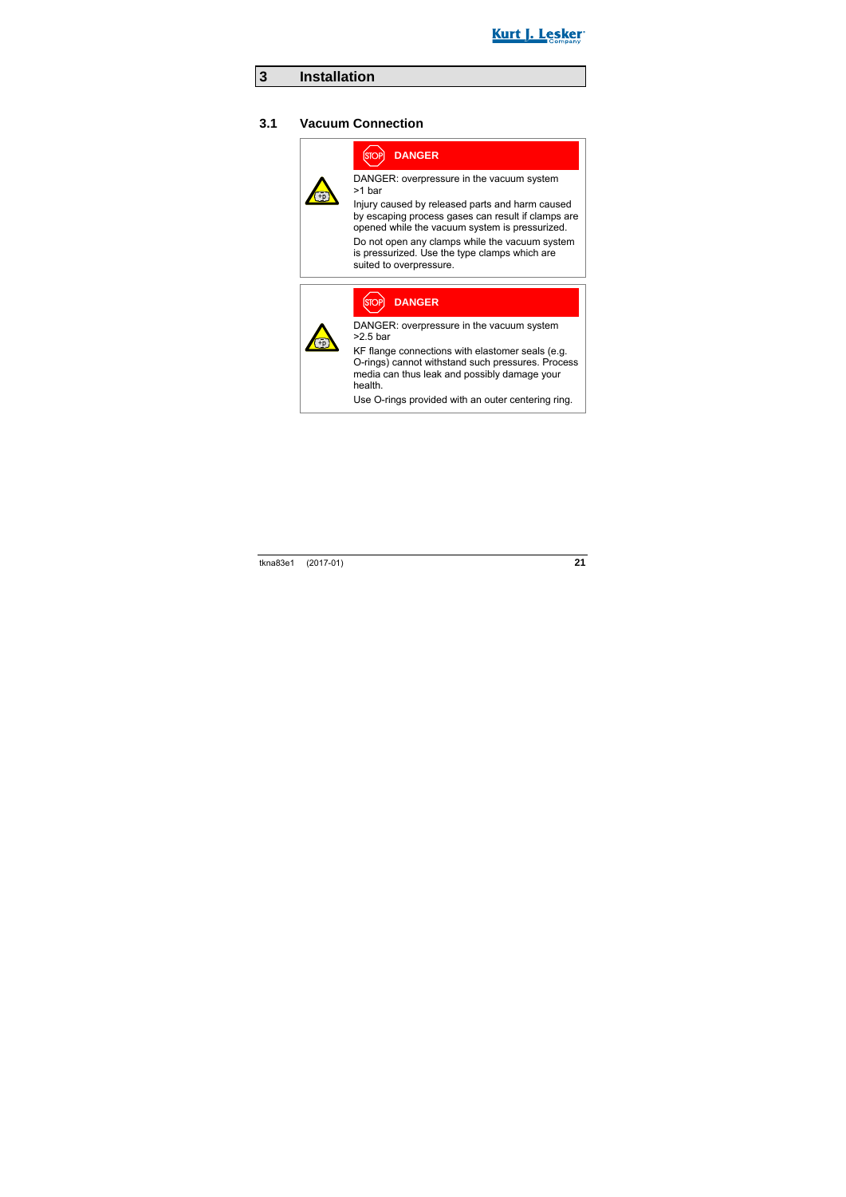# 3 Installation

## 3.1 Vacuum Connection

> **DANGER**
>
> DANGER: overpressure in the vacuum system >1 bar
>
> Injury caused by released parts and harm caused by escaping process gases can result if clamps are opened while the vacuum system is pressurized.
>
> Do not open any clamps while the vacuum system is pressurized. Use the type clamps which are suited to overpressure.

> **DANGER**
>
> DANGER: overpressure in the vacuum system >2.5 bar
>
> KF flange connections with elastomer seals (e.g. O-rings) cannot withstand such pressures. Process media can thus leak and possibly damage your health.
>
> Use O-rings provided with an outer centering ring.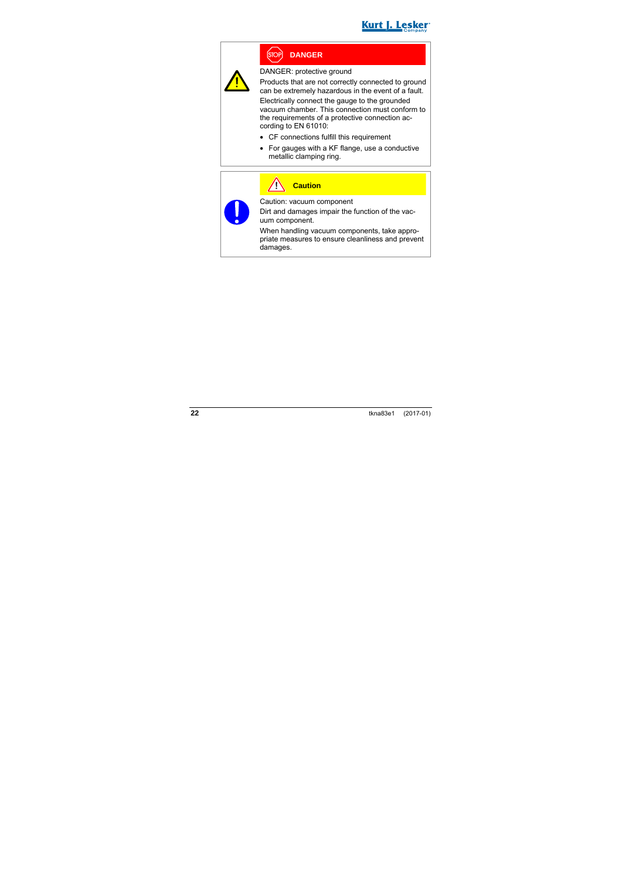**DANGER**

DANGER: protective ground

Products that are not correctly connected to ground can be extremely hazardous in the event of a fault.

Electrically connect the gauge to the grounded vacuum chamber. This connection must conform to the requirements of a protective connection according to EN 61010:

- CF connections fulfill this requirement
- For gauges with a KF flange, use a conductive metallic clamping ring.

**Caution**

Caution: vacuum component

Dirt and damages impair the function of the vacuum component.

When handling vacuum components, take appropriate measures to ensure cleanliness and prevent damages.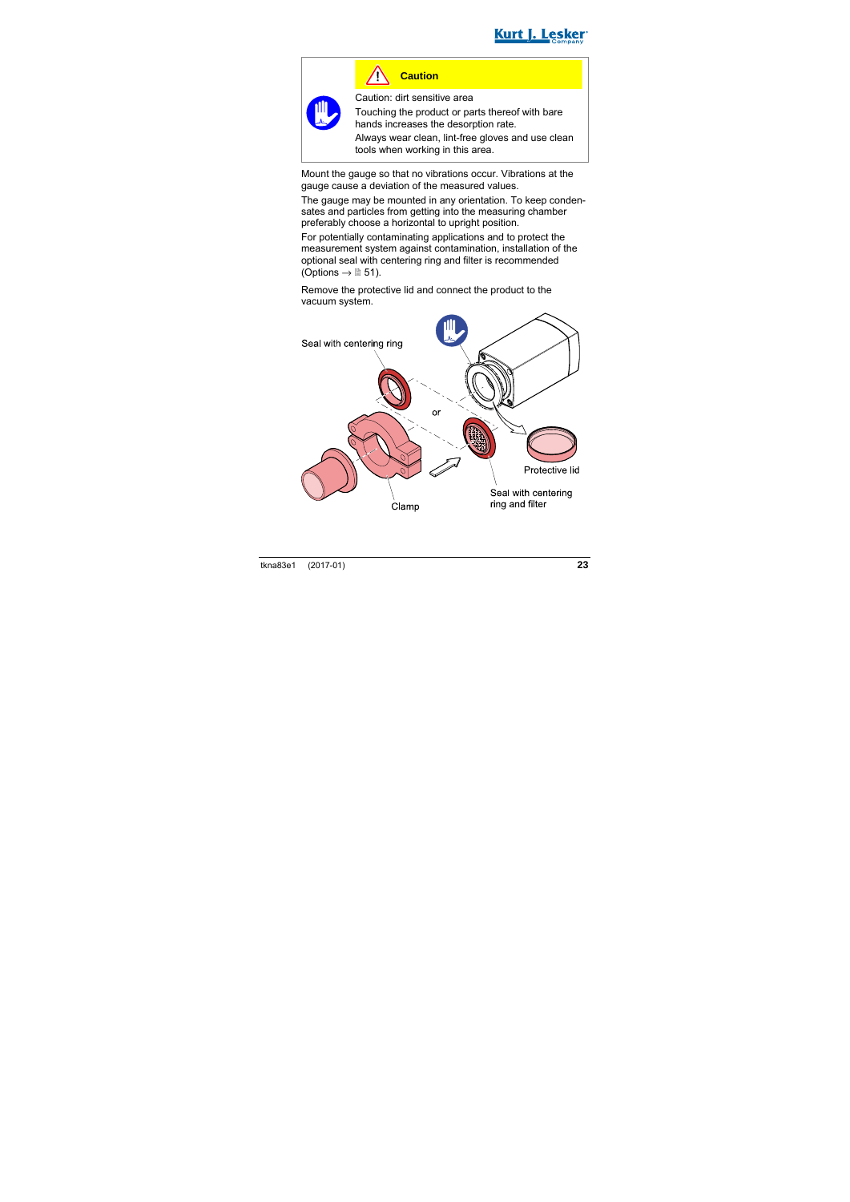**Caution**

Caution: dirt sensitive area

Touching the product or parts thereof with bare hands increases the desorption rate.

Always wear clean, lint-free gloves and use clean tools when working in this area.

Mount the gauge so that no vibrations occur. Vibrations at the gauge cause a deviation of the measured values.

The gauge may be mounted in any orientation. To keep condensates and particles from getting into the measuring chamber preferably choose a horizontal to upright position.

For potentially contaminating applications and to protect the measurement system against contamination, installation of the optional seal with centering ring and filter is recommended (Options → 51).

Remove the protective lid and connect the product to the vacuum system.

Seal with centering ring

or

Protective lid

Seal with centering ring and filter

Clamp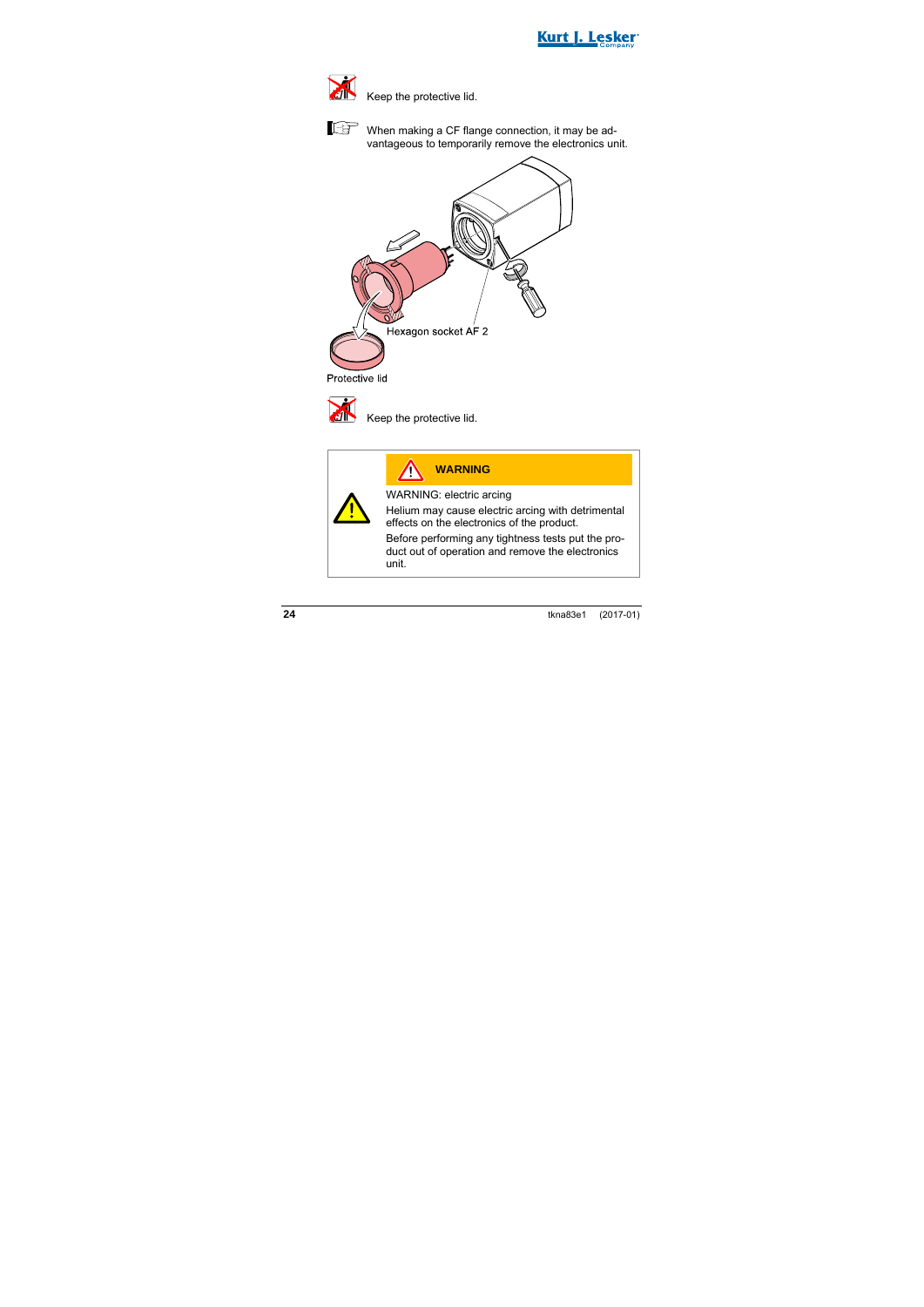Keep the protective lid.

When making a CF flange connection, it may be advantageous to temporarily remove the electronics unit.

Hexagon socket AF 2

Protective lid

Keep the protective lid.

**WARNING**

WARNING: electric arcing

Helium may cause electric arcing with detrimental effects on the electronics of the product.

Before performing any tightness tests put the product out of operation and remove the electronics unit.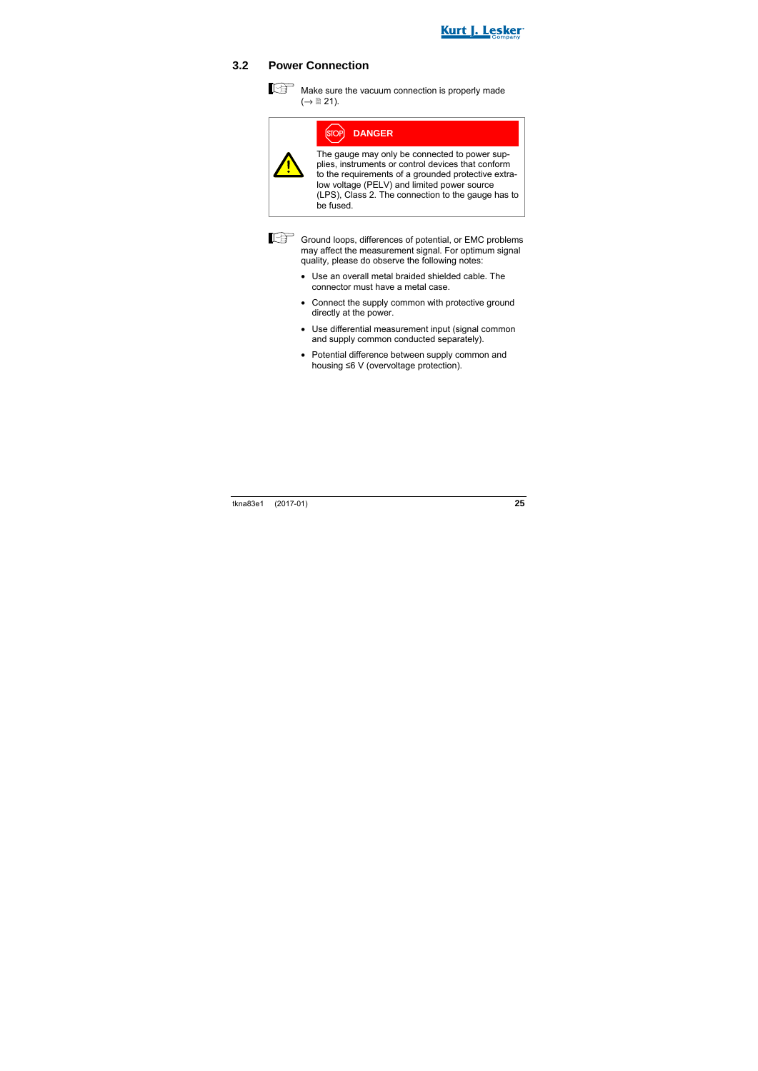## 3.2 Power Connection

Make sure the vacuum connection is properly made (→ 21).

**DANGER**

The gauge may only be connected to power supplies, instruments or control devices that conform to the requirements of a grounded protective extra-low voltage (PELV) and limited power source (LPS), Class 2. The connection to the gauge has to be fused.

Ground loops, differences of potential, or EMC problems may affect the measurement signal. For optimum signal quality, please do observe the following notes:

- Use an overall metal braided shielded cable. The connector must have a metal case.
- Connect the supply common with protective ground directly at the power.
- Use differential measurement input (signal common and supply common conducted separately).
- Potential difference between supply common and housing ≤6 V (overvoltage protection).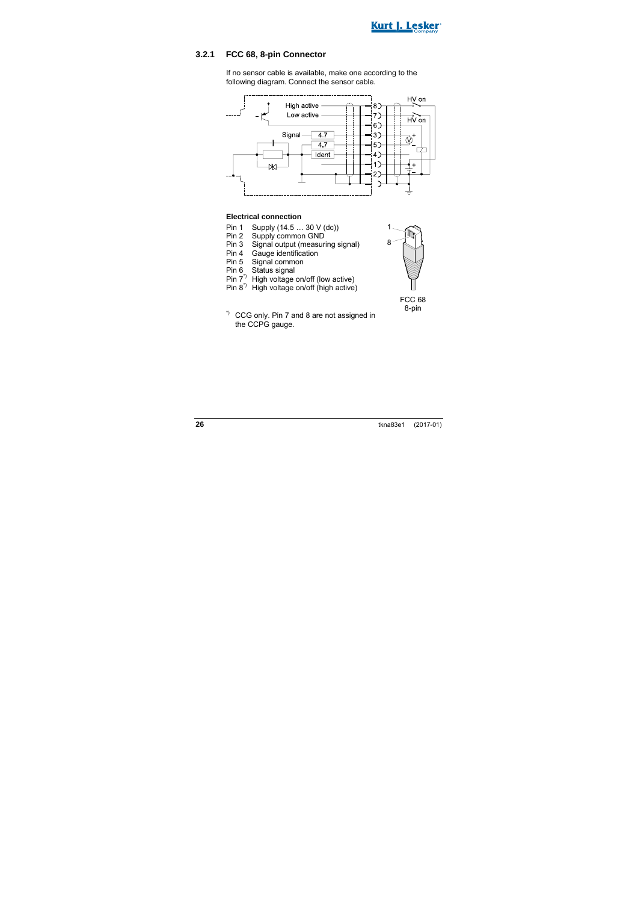### 3.2.1 FCC 68, 8-pin Connector

If no sensor cable is available, make one according to the following diagram. Connect the sensor cable.

**Electrical connection**

Pin 1 Supply (14.5 … 30 V (dc))
Pin 2 Supply common GND
Pin 3 Signal output (measuring signal)
Pin 4 Gauge identification
Pin 5 Signal common
Pin 6 Status signal
Pin 7[*)] High voltage on/off (low active)
Pin 8[*)] High voltage on/off (high active)

FCC 68
8-pin

[*)] CCG only. Pin 7 and 8 are not assigned in the CCPG gauge.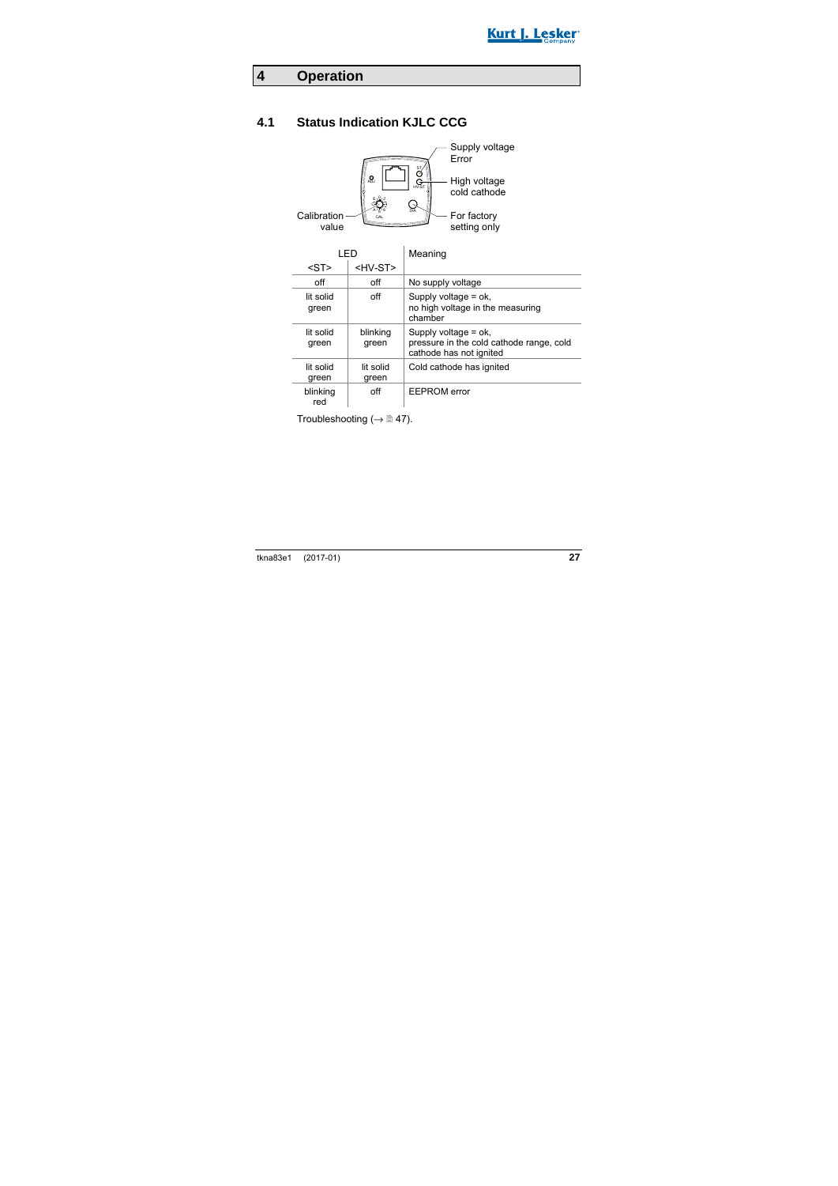# 4 Operation

## 4.1 Status Indication KJLC CCG

Supply voltage
Error

High voltage
cold cathode

Calibration value

For factory setting only

| LED | | Meaning |
|---|---|---|
| <ST> | <HV-ST> | |
| off | off | No supply voltage |
| lit solid green | off | Supply voltage = ok, no high voltage in the measuring chamber |
| lit solid green | blinking green | Supply voltage = ok, pressure in the cold cathode range, cold cathode has not ignited |
| lit solid green | lit solid green | Cold cathode has ignited |
| blinking red | off | EEPROM error |

Troubleshooting (→ 🗎 47).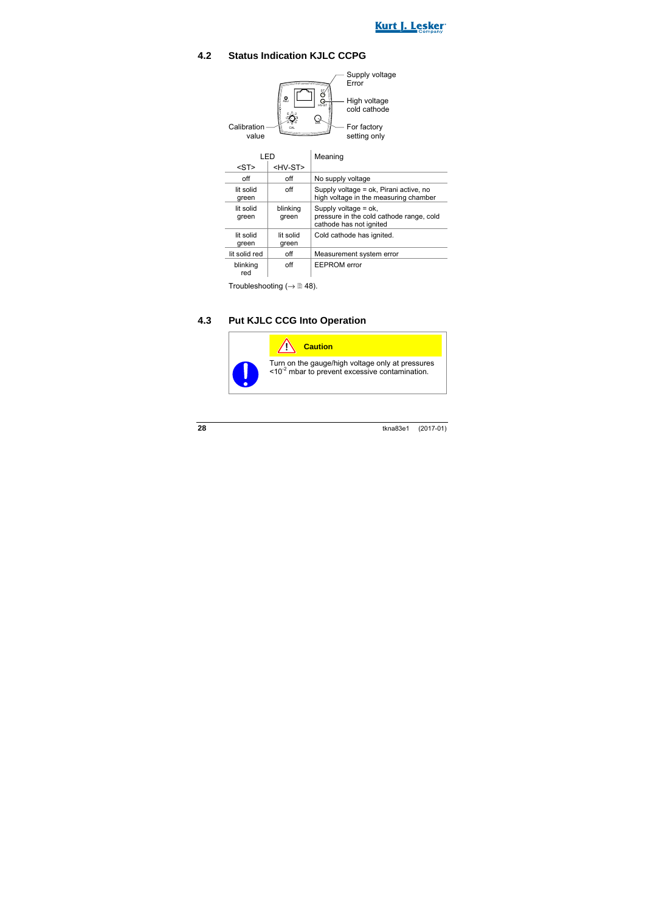## 4.2 Status Indication KJLC CCPG

Supply voltage
Error

High voltage
cold cathode

Calibration value

For factory setting only

| LED | | Meaning |
|---|---|---|
| <ST> | <HV-ST> | |
| off | off | No supply voltage |
| lit solid green | off | Supply voltage = ok, Pirani active, no high voltage in the measuring chamber |
| lit solid green | blinking green | Supply voltage = ok, pressure in the cold cathode range, cold cathode has not ignited |
| lit solid green | lit solid green | Cold cathode has ignited. |
| lit solid red | off | Measurement system error |
| blinking red | off | EEPROM error |

Troubleshooting (→ 🗎 48).

## 4.3 Put KJLC CCG Into Operation

**Caution**

Turn on the gauge/high voltage only at pressures $<10^{-2}$ mbar to prevent excessive contamination.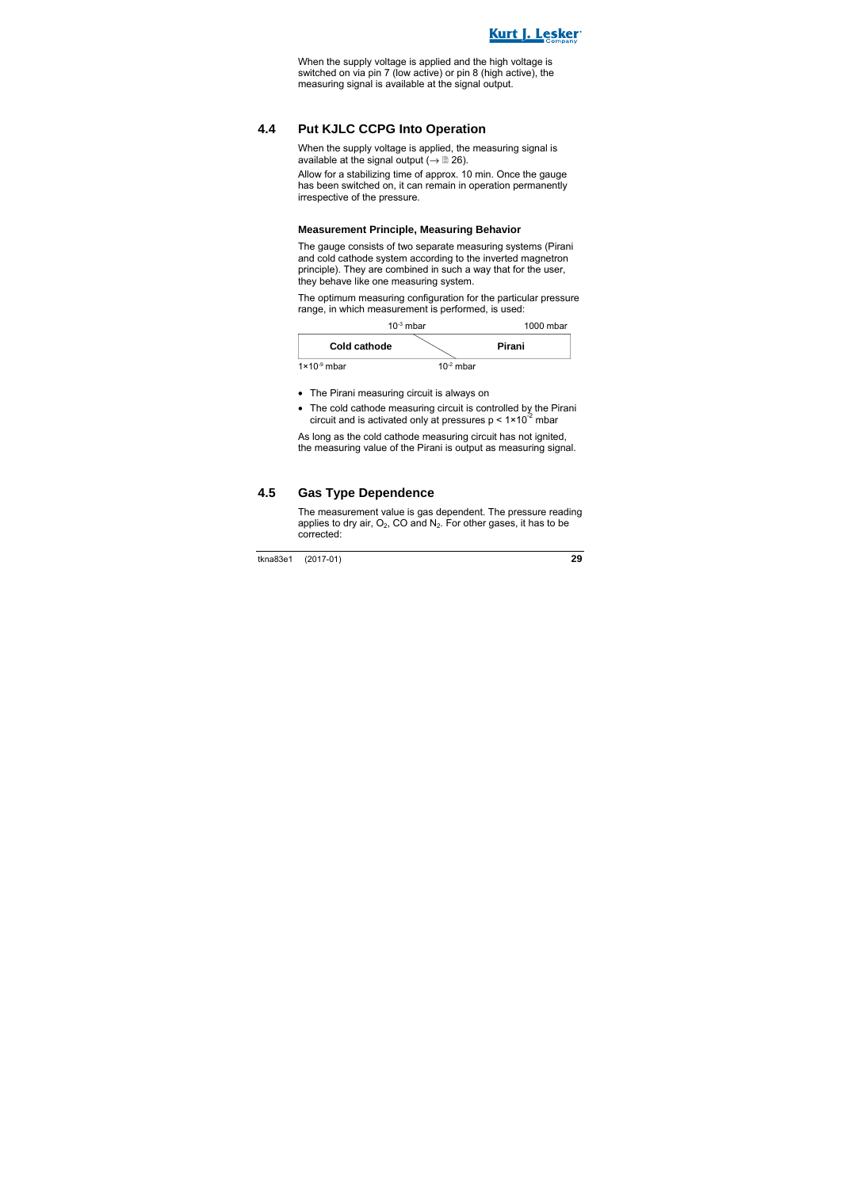When the supply voltage is applied and the high voltage is switched on via pin 7 (low active) or pin 8 (high active), the measuring signal is available at the signal output.

## 4.4 Put KJLC CCPG Into Operation

When the supply voltage is applied, the measuring signal is available at the signal output (→ 📄 26).

Allow for a stabilizing time of approx. 10 min. Once the gauge has been switched on, it can remain in operation permanently irrespective of the pressure.

### Measurement Principle, Measuring Behavior

The gauge consists of two separate measuring systems (Pirani and cold cathode system according to the inverted magnetron principle). They are combined in such a way that for the user, they behave like one measuring system.

The optimum measuring configuration for the particular pressure range, in which measurement is performed, is used:

| | $10^{-3}$ mbar | 1000 mbar |
|---|---|---|
| **Cold cathode** | | **Pirani** |
| $1×10^{-9}$ mbar | $10^{-2}$ mbar | |

- The Pirani measuring circuit is always on
- The cold cathode measuring circuit is controlled by the Pirani circuit and is activated only at pressures $p < 1×10^{-2}$ mbar

As long as the cold cathode measuring circuit has not ignited, the measuring value of the Pirani is output as measuring signal.

## 4.5 Gas Type Dependence

The measurement value is gas dependent. The pressure reading applies to dry air, $O_2$, CO and $N_2$. For other gases, it has to be corrected: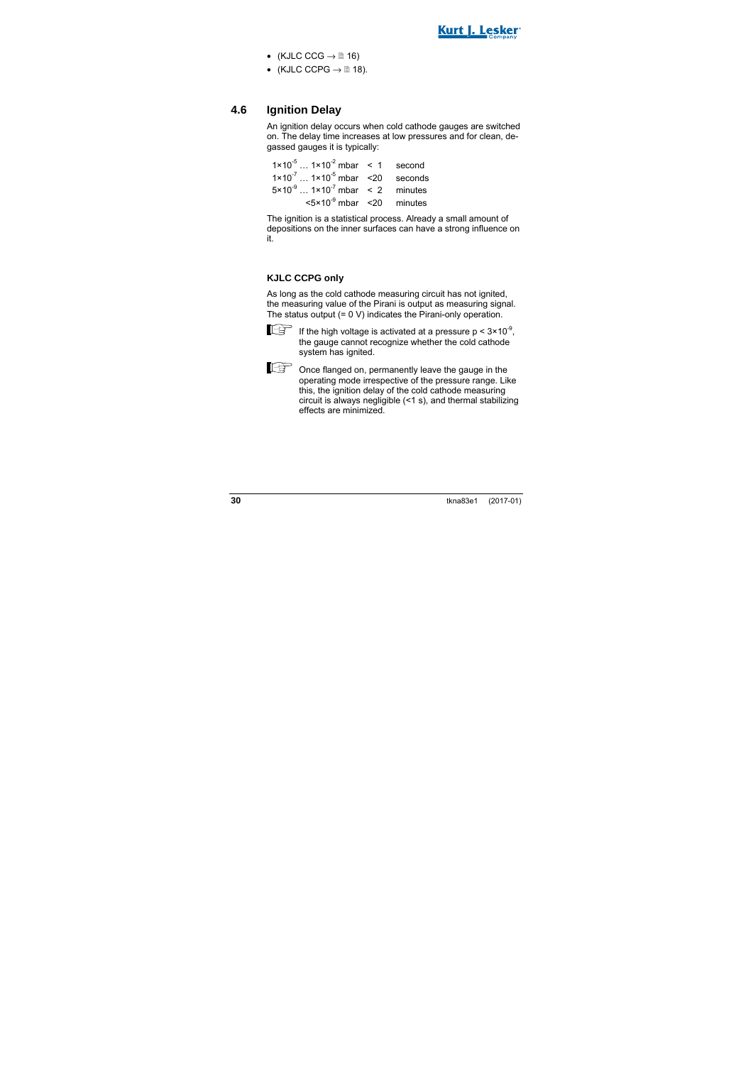- (KJLC CCG → 🗎 16)
- (KJLC CCPG → 🗎 18).

## 4.6 Ignition Delay

An ignition delay occurs when cold cathode gauges are switched on. The delay time increases at low pressures and for clean, degassed gauges it is typically:

| | | |
|---|---|---|
| $1\times10^{-5}$ … $1\times10^{-2}$ mbar | < 1 | second |
| $1\times10^{-7}$ … $1\times10^{-5}$ mbar | <20 | seconds |
| $5\times10^{-9}$ … $1\times10^{-7}$ mbar | < 2 | minutes |
| $<5\times10^{-9}$ mbar | <20 | minutes |

The ignition is a statistical process. Already a small amount of depositions on the inner surfaces can have a strong influence on it.

### KJLC CCPG only

As long as the cold cathode measuring circuit has not ignited, the measuring value of the Pirani is output as measuring signal. The status output (= 0 V) indicates the Pirani-only operation.

☞ If the high voltage is activated at a pressure $p < 3\times10^{-9}$, the gauge cannot recognize whether the cold cathode system has ignited.

☞ Once flanged on, permanently leave the gauge in the operating mode irrespective of the pressure range. Like this, the ignition delay of the cold cathode measuring circuit is always negligible (<1 s), and thermal stabilizing effects are minimized.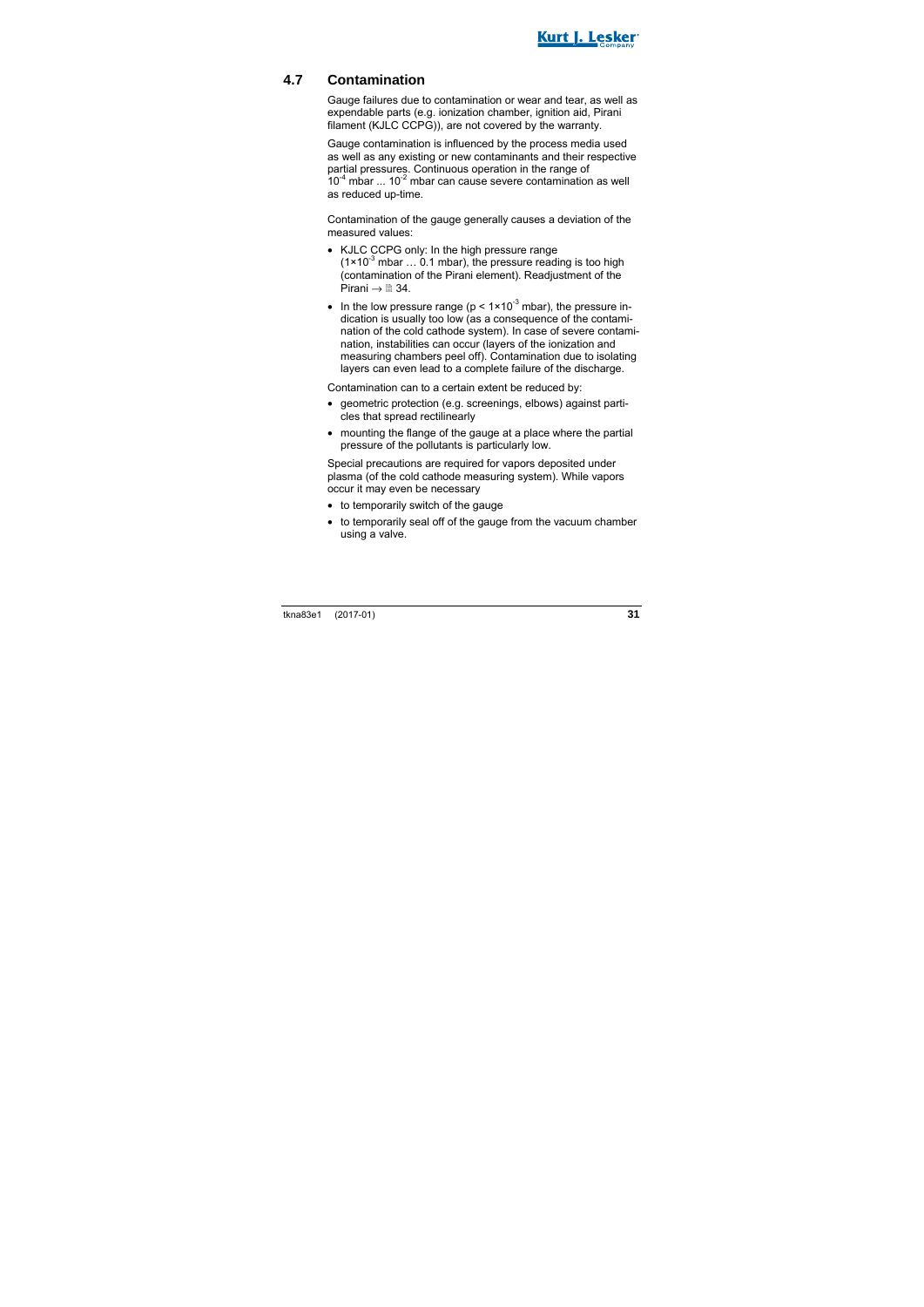## 4.7 Contamination

Gauge failures due to contamination or wear and tear, as well as expendable parts (e.g. ionization chamber, ignition aid, Pirani filament (KJLC CCPG)), are not covered by the warranty.

Gauge contamination is influenced by the process media used as well as any existing or new contaminants and their respective partial pressures. Continuous operation in the range of $10^{-4}$ mbar ... $10^{-2}$ mbar can cause severe contamination as well as reduced up-time.

Contamination of the gauge generally causes a deviation of the measured values:

- KJLC CCPG only: In the high pressure range ($1\times10^{-3}$ mbar … 0.1 mbar), the pressure reading is too high (contamination of the Pirani element). Readjustment of the Pirani → 🗎 34.
- In the low pressure range ($p < 1\times10^{-3}$ mbar), the pressure indication is usually too low (as a consequence of the contamination of the cold cathode system). In case of severe contamination, instabilities can occur (layers of the ionization and measuring chambers peel off). Contamination due to isolating layers can even lead to a complete failure of the discharge.

Contamination can to a certain extent be reduced by:

- geometric protection (e.g. screenings, elbows) against particles that spread rectilinearly
- mounting the flange of the gauge at a place where the partial pressure of the pollutants is particularly low.

Special precautions are required for vapors deposited under plasma (of the cold cathode measuring system). While vapors occur it may even be necessary

- to temporarily switch of the gauge
- to temporarily seal off of the gauge from the vacuum chamber using a valve.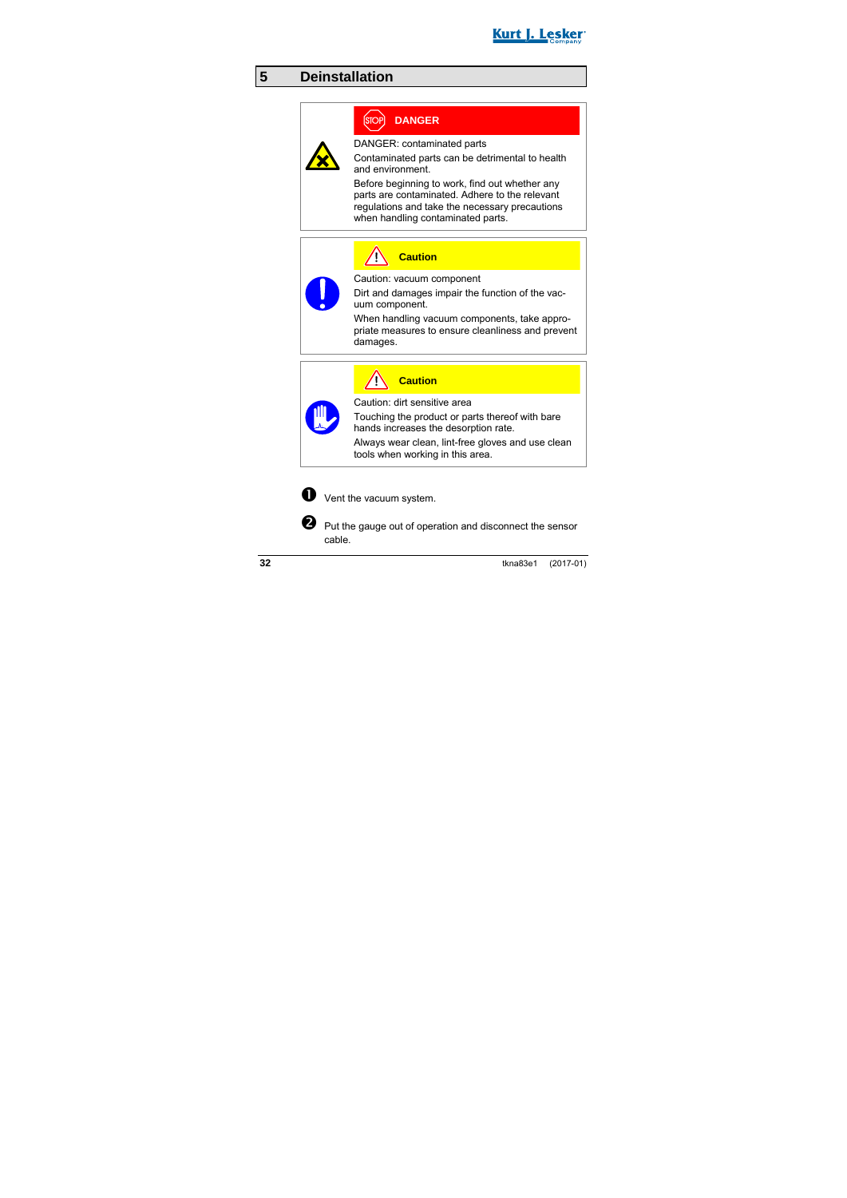# 5 Deinstallation

**DANGER**

DANGER: contaminated parts

Contaminated parts can be detrimental to health and environment.

Before beginning to work, find out whether any parts are contaminated. Adhere to the relevant regulations and take the necessary precautions when handling contaminated parts.

**Caution**

Caution: vacuum component

Dirt and damages impair the function of the vacuum component.

When handling vacuum components, take appropriate measures to ensure cleanliness and prevent damages.

**Caution**

Caution: dirt sensitive area

Touching the product or parts thereof with bare hands increases the desorption rate.

Always wear clean, lint-free gloves and use clean tools when working in this area.

1. Vent the vacuum system.

2. Put the gauge out of operation and disconnect the sensor cable.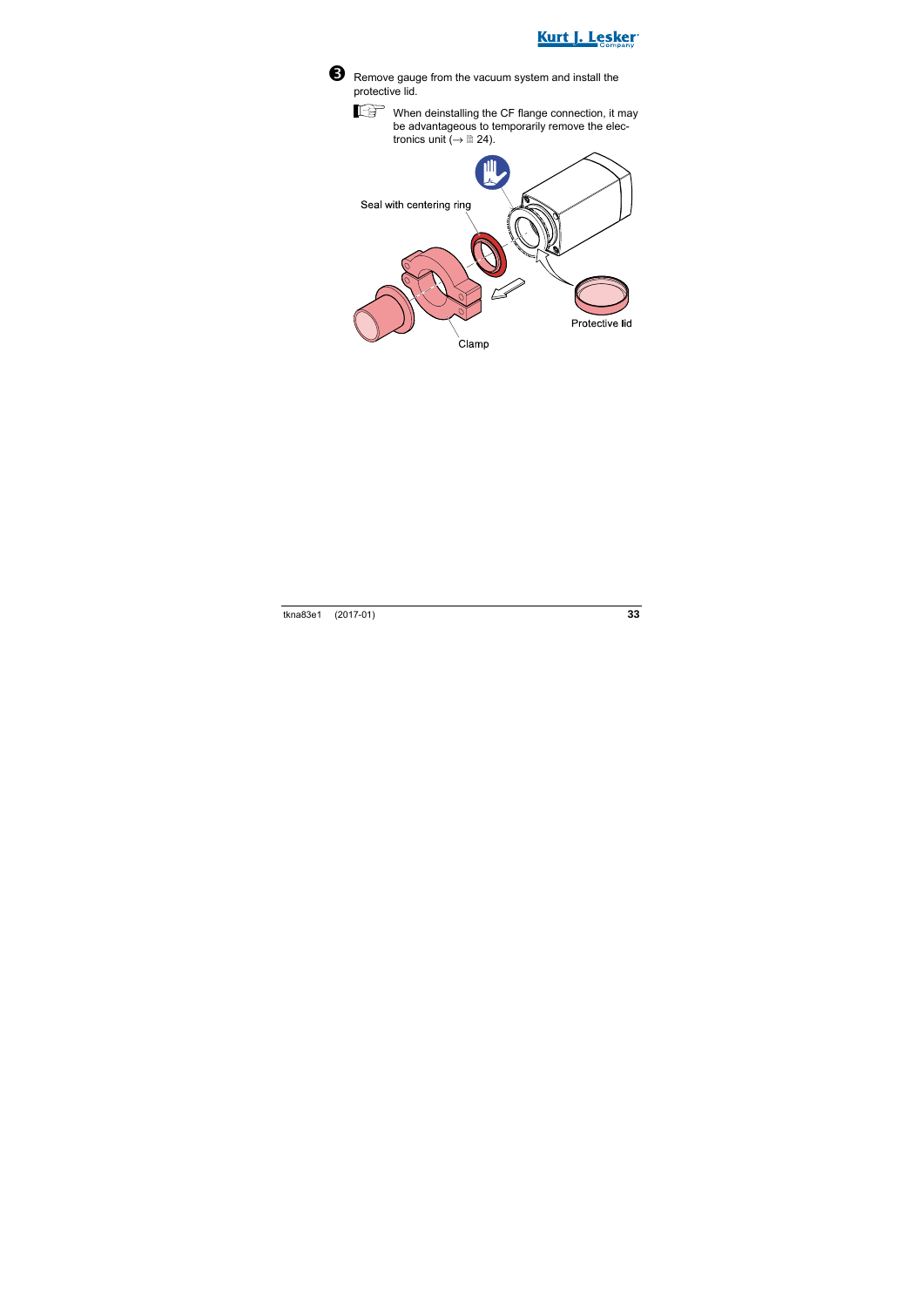❸ Remove gauge from the vacuum system and install the protective lid.

> When deinstalling the CF flange connection, it may be advantageous to temporarily remove the electronics unit (→ 24).

Seal with centering ring

Protective lid

Clamp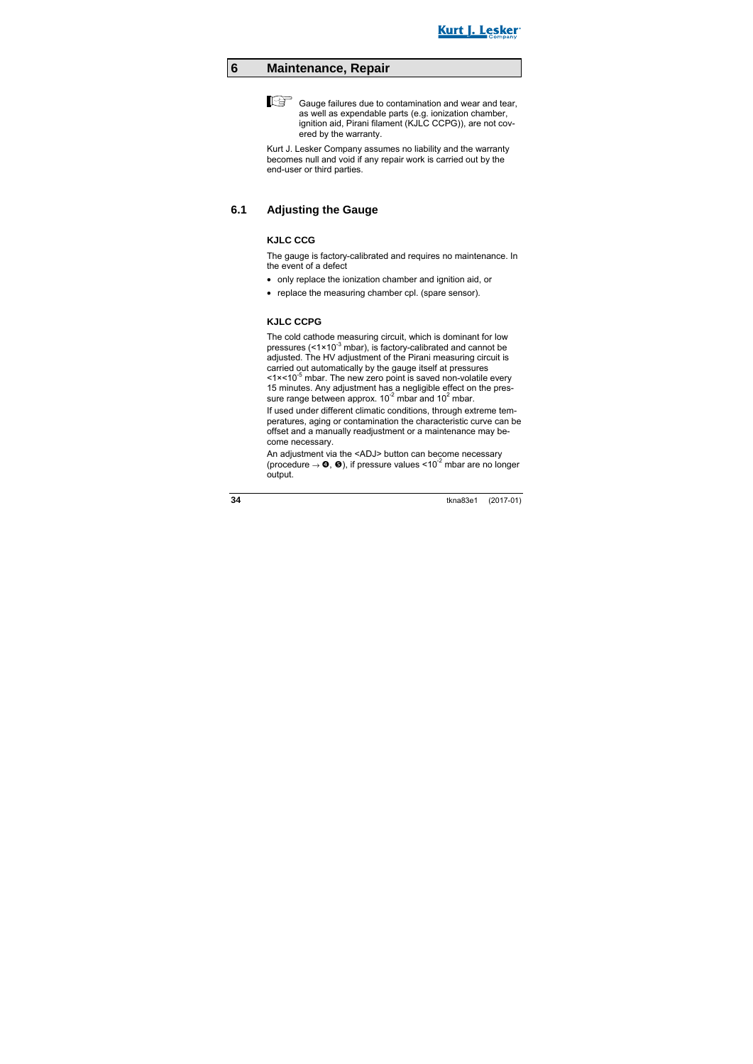# 6 Maintenance, Repair

Gauge failures due to contamination and wear and tear, as well as expendable parts (e.g. ionization chamber, ignition aid, Pirani filament (KJLC CCPG)), are not covered by the warranty.

Kurt J. Lesker Company assumes no liability and the warranty becomes null and void if any repair work is carried out by the end-user or third parties.

## 6.1 Adjusting the Gauge

### KJLC CCG

The gauge is factory-calibrated and requires no maintenance. In the event of a defect

- only replace the ionization chamber and ignition aid, or
- replace the measuring chamber cpl. (spare sensor).

### KJLC CCPG

The cold cathode measuring circuit, which is dominant for low pressures ($<1\times10^{-3}$ mbar), is factory-calibrated and cannot be adjusted. The HV adjustment of the Pirani measuring circuit is carried out automatically by the gauge itself at pressures $<1\times<10^{-5}$ mbar. The new zero point is saved non-volatile every 15 minutes. Any adjustment has a negligible effect on the pressure range between approx. $10^{-2}$ mbar and $10^{2}$ mbar.

If used under different climatic conditions, through extreme temperatures, aging or contamination the characteristic curve can be offset and a manually readjustment or a maintenance may become necessary.

An adjustment via the <ADJ> button can become necessary (procedure → ❹, ❺), if pressure values $<10^{-2}$ mbar are no longer output.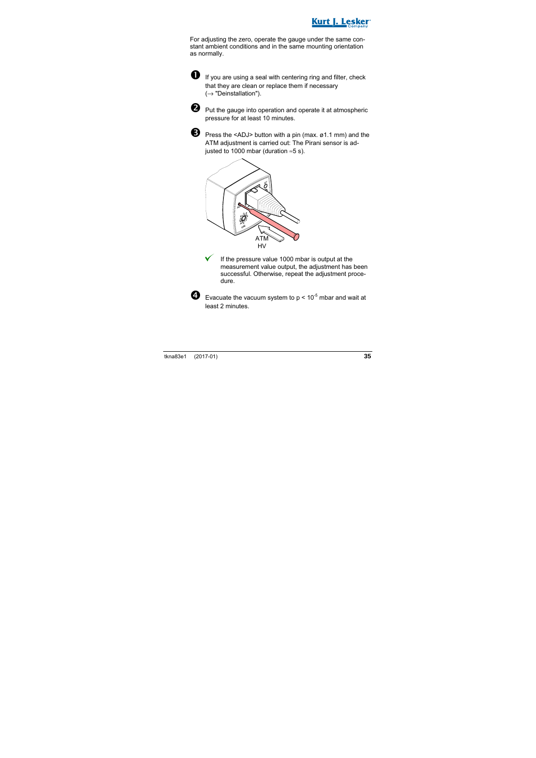For adjusting the zero, operate the gauge under the same constant ambient conditions and in the same mounting orientation as normally.

1. If you are using a seal with centering ring and filter, check that they are clean or replace them if necessary (→ "Deinstallation").

2. Put the gauge into operation and operate it at atmospheric pressure for at least 10 minutes.

3. Press the <ADJ> button with a pin (max. ø1.1 mm) and the ATM adjustment is carried out: The Pirani sensor is adjusted to 1000 mbar (duration ≈5 s).

ATM
HV

✓ If the pressure value 1000 mbar is output at the measurement value output, the adjustment has been successful. Otherwise, repeat the adjustment procedure.

4. Evacuate the vacuum system to $p < 10^{-5}$ mbar and wait at least 2 minutes.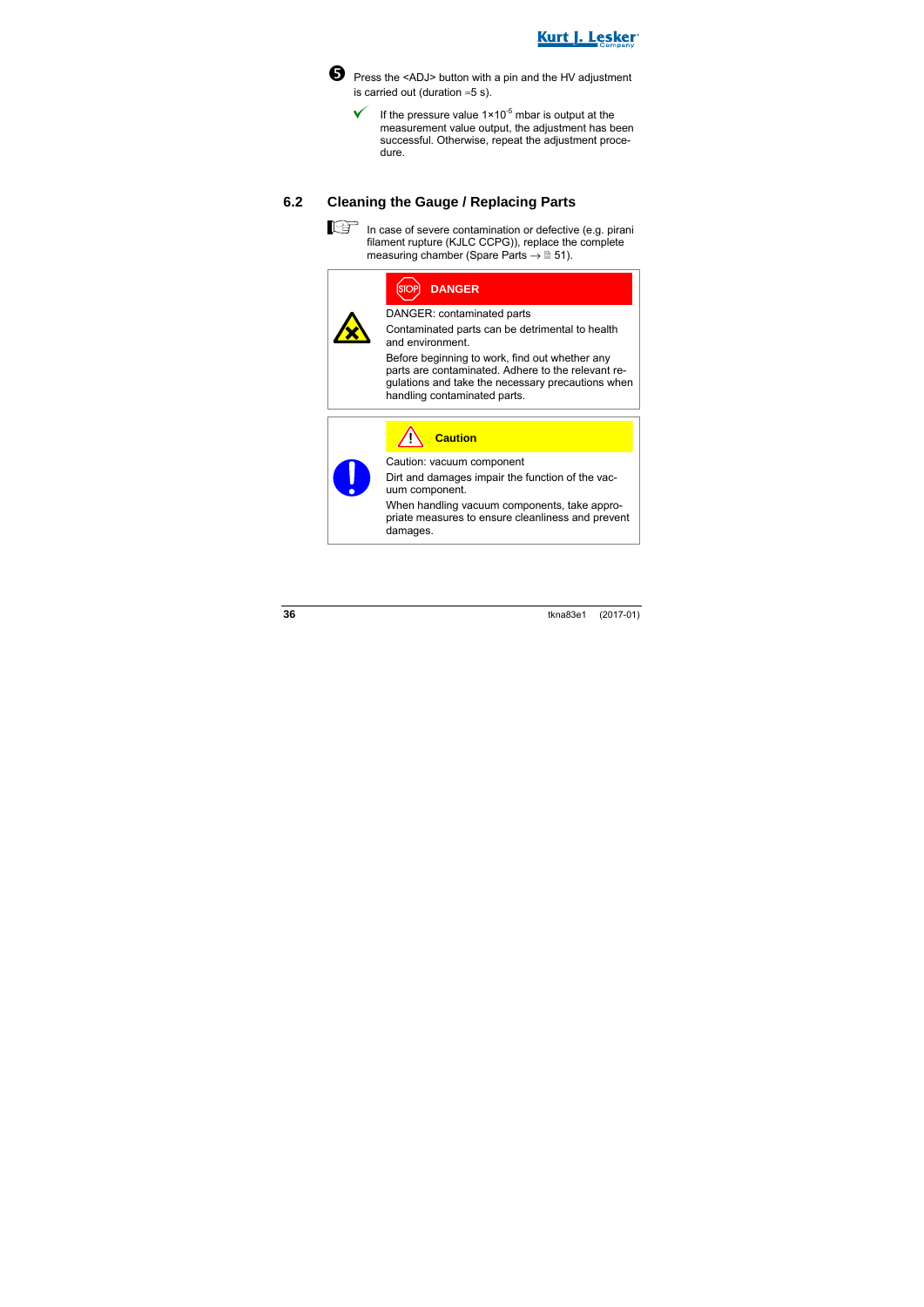5. Press the <ADJ> button with a pin and the HV adjustment is carried out (duration ≈5 s).

   ✓ If the pressure value $1 \times 10^{-5}$ mbar is output at the measurement value output, the adjustment has been successful. Otherwise, repeat the adjustment procedure.

## 6.2 Cleaning the Gauge / Replacing Parts

☞ In case of severe contamination or defective (e.g. pirani filament rupture (KJLC CCPG)), replace the complete measuring chamber (Spare Parts → 📄 51).

> **DANGER**
>
> DANGER: contaminated parts
>
> Contaminated parts can be detrimental to health and environment.
>
> Before beginning to work, find out whether any parts are contaminated. Adhere to the relevant regulations and take the necessary precautions when handling contaminated parts.

> **Caution**
>
> Caution: vacuum component
>
> Dirt and damages impair the function of the vacuum component.
>
> When handling vacuum components, take appropriate measures to ensure cleanliness and prevent damages.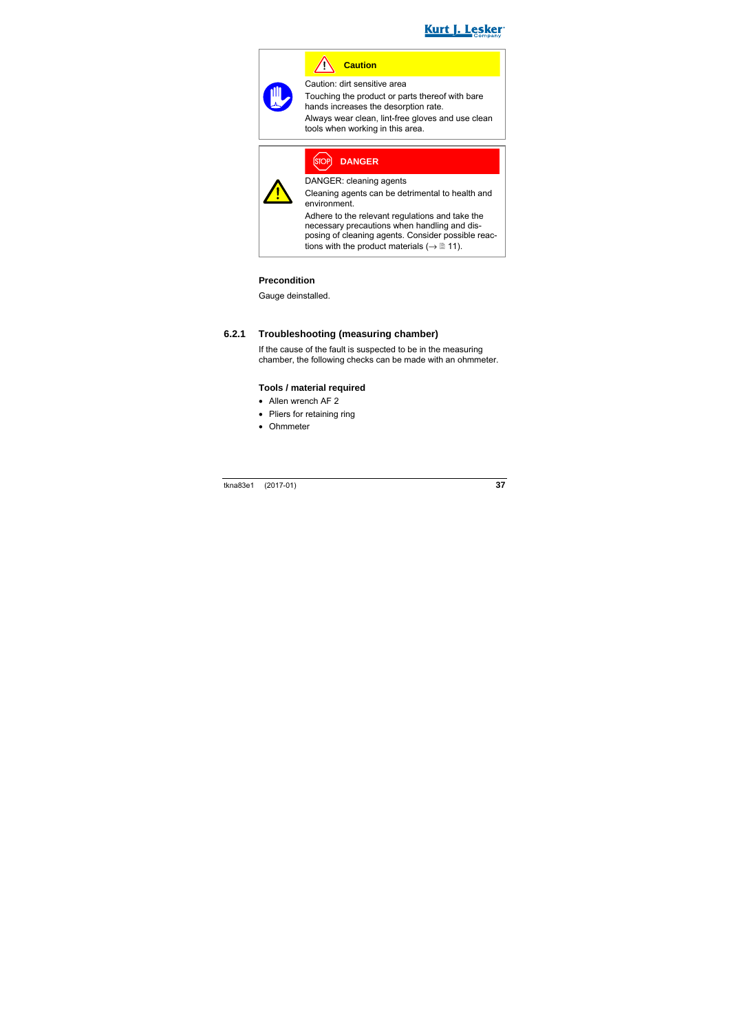> **Caution**
>
> Caution: dirt sensitive area
>
> Touching the product or parts thereof with bare hands increases the desorption rate.
>
> Always wear clean, lint-free gloves and use clean tools when working in this area.

> **DANGER**
>
> DANGER: cleaning agents
>
> Cleaning agents can be detrimental to health and environment.
>
> Adhere to the relevant regulations and take the necessary precautions when handling and disposing of cleaning agents. Consider possible reactions with the product materials (→ 🗎 11).

**Precondition**

Gauge deinstalled.

### 6.2.1 Troubleshooting (measuring chamber)

If the cause of the fault is suspected to be in the measuring chamber, the following checks can be made with an ohmmeter.

**Tools / material required**

- Allen wrench AF 2
- Pliers for retaining ring
- Ohmmeter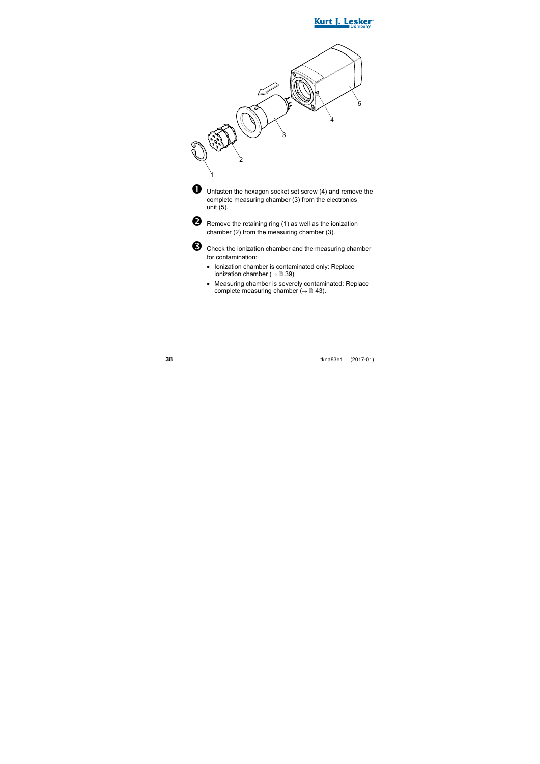1 Unfasten the hexagon socket set screw (4) and remove the complete measuring chamber (3) from the electronics unit (5).

2 Remove the retaining ring (1) as well as the ionization chamber (2) from the measuring chamber (3).

3 Check the ionization chamber and the measuring chamber for contamination:

- Ionization chamber is contaminated only: Replace ionization chamber (→ 🗎 39)
- Measuring chamber is severely contaminated: Replace complete measuring chamber (→ 🗎 43).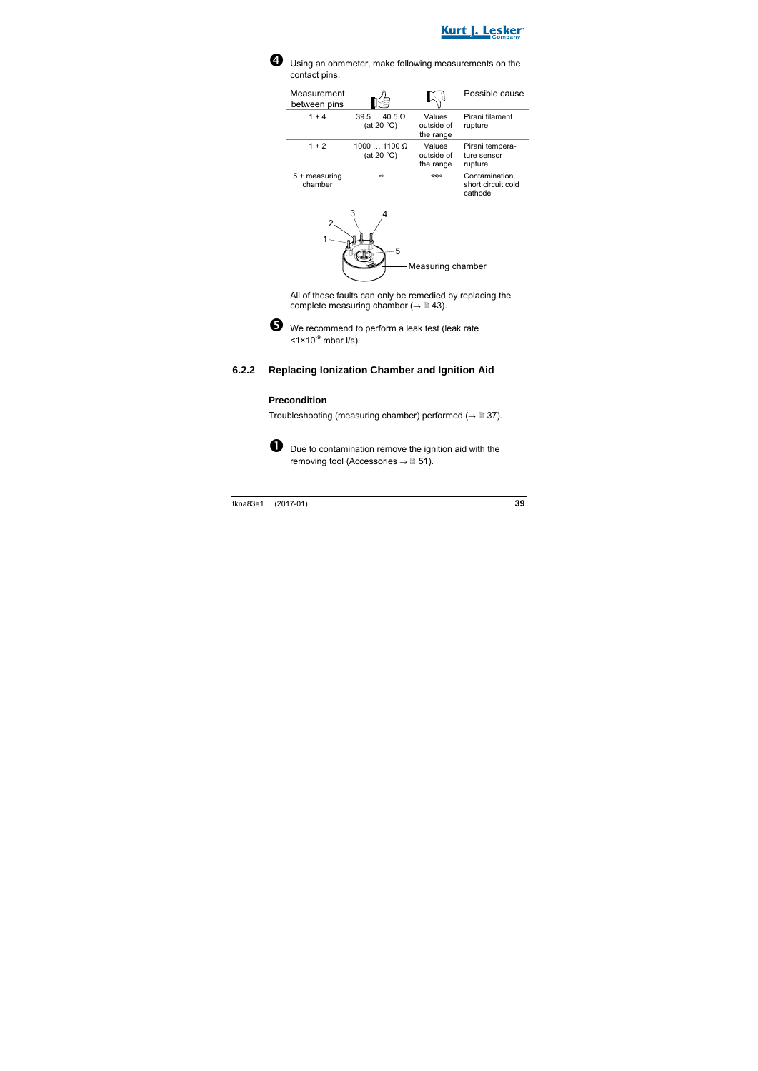❹ Using an ohmmeter, make following measurements on the contact pins.

| Measurement between pins | 👍 | 👎 | Possible cause |
|---|---|---|---|
| 1 + 4 | 39.5 … 40.5 Ω (at 20 °C) | Values outside of the range | Pirani filament rupture |
| 1 + 2 | 1000 … 1100 Ω (at 20 °C) | Values outside of the range | Pirani temperature sensor rupture |
| 5 + measuring chamber | ∞ | ≪∞ | Contamination, short circuit cold cathode |

All of these faults can only be remedied by replacing the complete measuring chamber (→ 🗎 43).

❺ We recommend to perform a leak test (leak rate $<1\times10^{-9}$ mbar l/s).

### 6.2.2 Replacing Ionization Chamber and Ignition Aid

#### Precondition

Troubleshooting (measuring chamber) performed (→ 🗎 37).

❶ Due to contamination remove the ignition aid with the removing tool (Accessories → 🗎 51).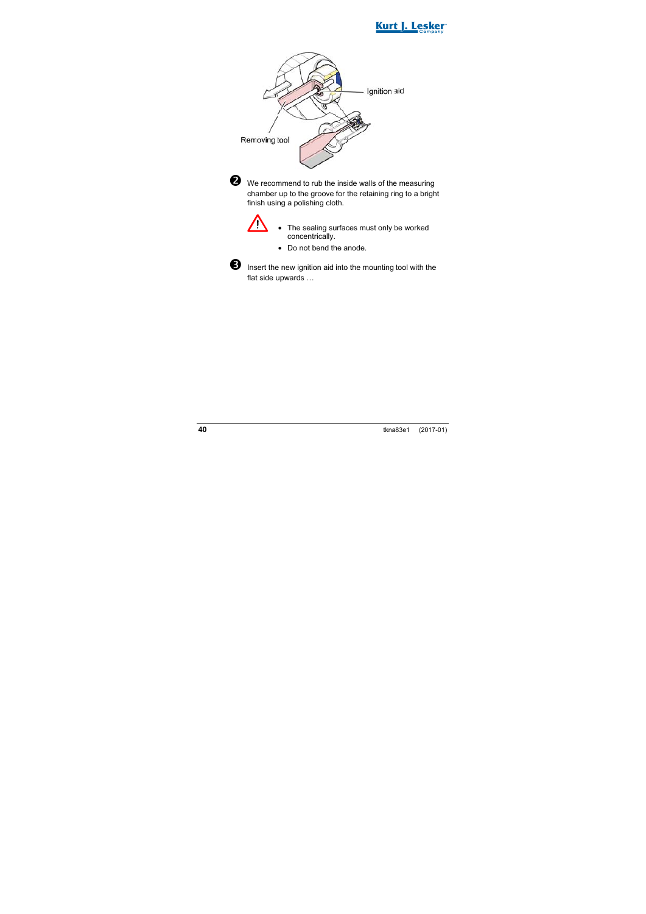Ignition aid

Removing tool

❷ We recommend to rub the inside walls of the measuring chamber up to the groove for the retaining ring to a bright finish using a polishing cloth.

⚠

- The sealing surfaces must only be worked concentrically.
- Do not bend the anode.

❸ Insert the new ignition aid into the mounting tool with the flat side upwards …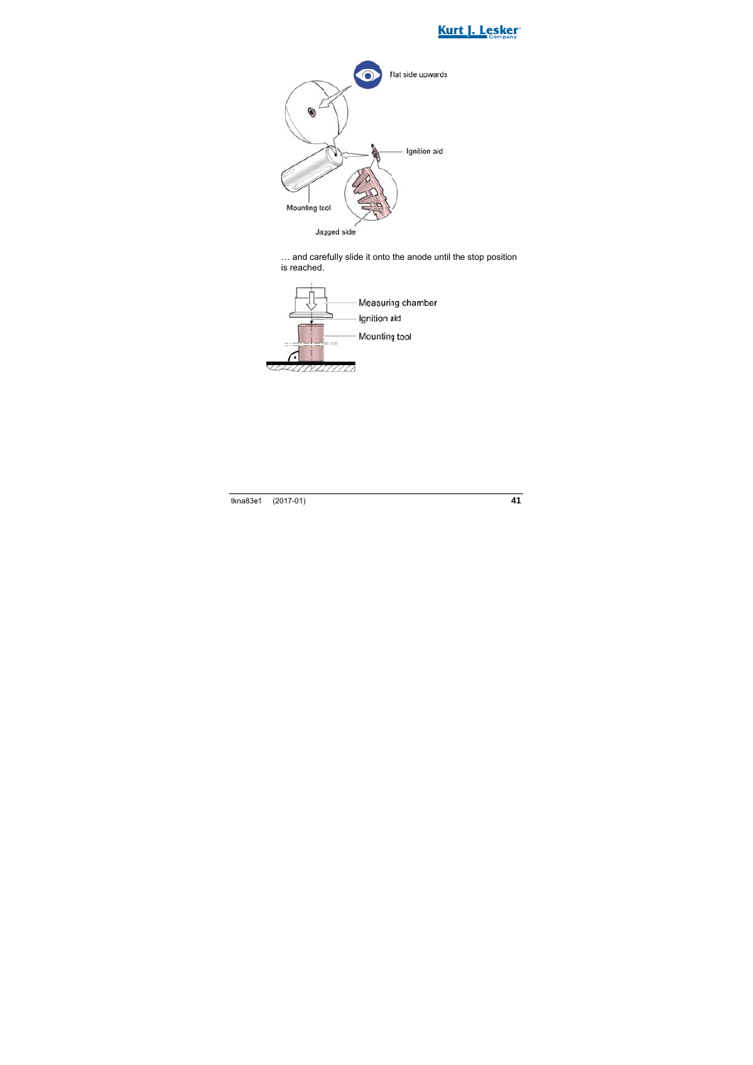… and carefully slide it onto the anode until the stop position is reached.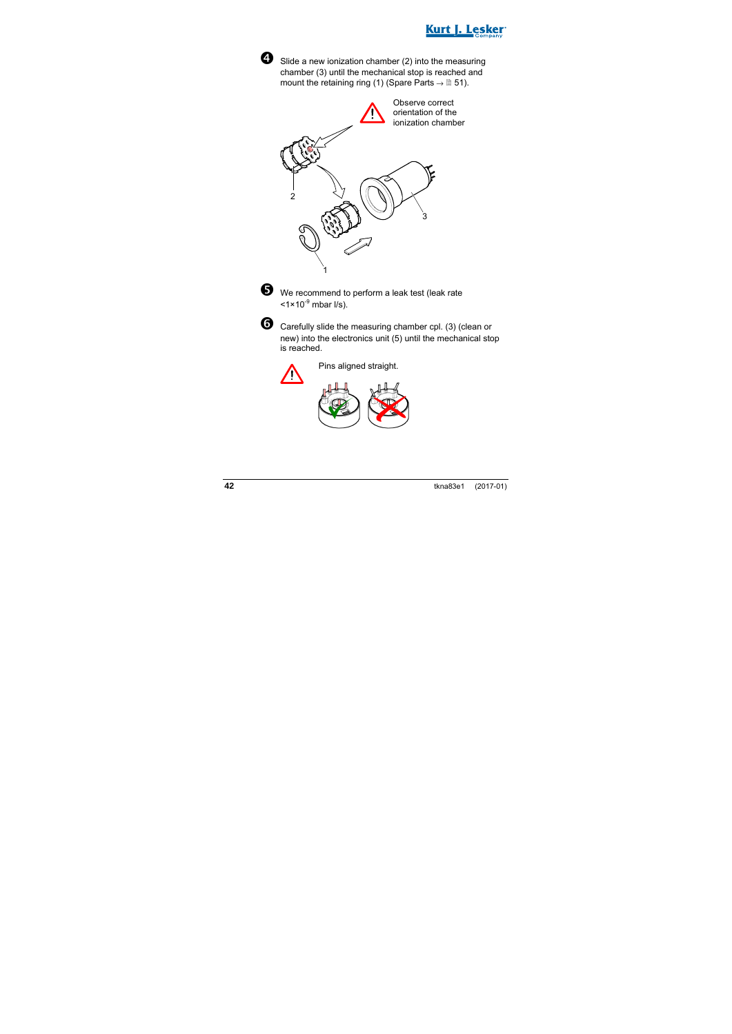❹ Slide a new ionization chamber (2) into the measuring chamber (3) until the mechanical stop is reached and mount the retaining ring (1) (Spare Parts → 51).

Observe correct orientation of the ionization chamber

2

3

1

❺ We recommend to perform a leak test (leak rate $<1\times10^{-9}$ mbar l/s).

❻ Carefully slide the measuring chamber cpl. (3) (clean or new) into the electronics unit (5) until the mechanical stop is reached.

Pins aligned straight.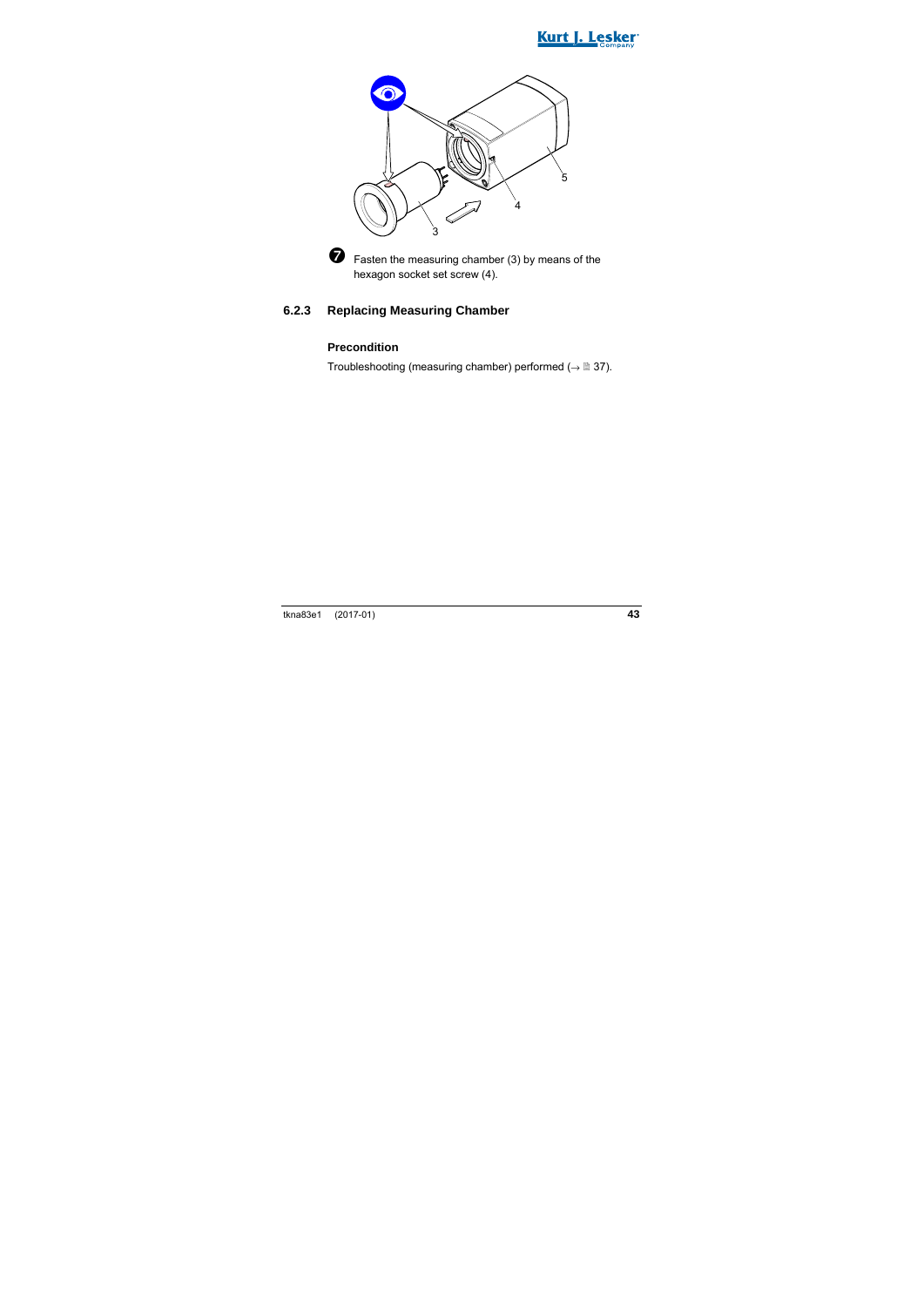❼ Fasten the measuring chamber (3) by means of the hexagon socket set screw (4).

### 6.2.3 Replacing Measuring Chamber

**Precondition**

Troubleshooting (measuring chamber) performed (→ 🗎 37).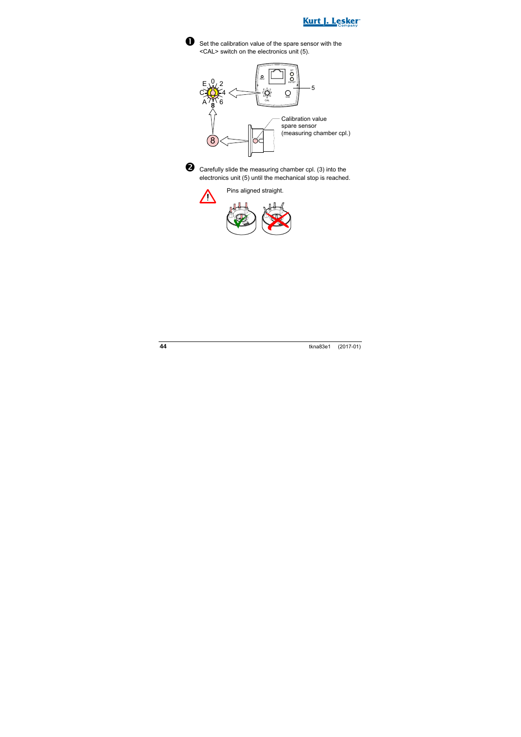❶ Set the calibration value of the spare sensor with the <CAL> switch on the electronics unit (5).

Calibration value spare sensor (measuring chamber cpl.)

❷ Carefully slide the measuring chamber cpl. (3) into the electronics unit (5) until the mechanical stop is reached.

Pins aligned straight.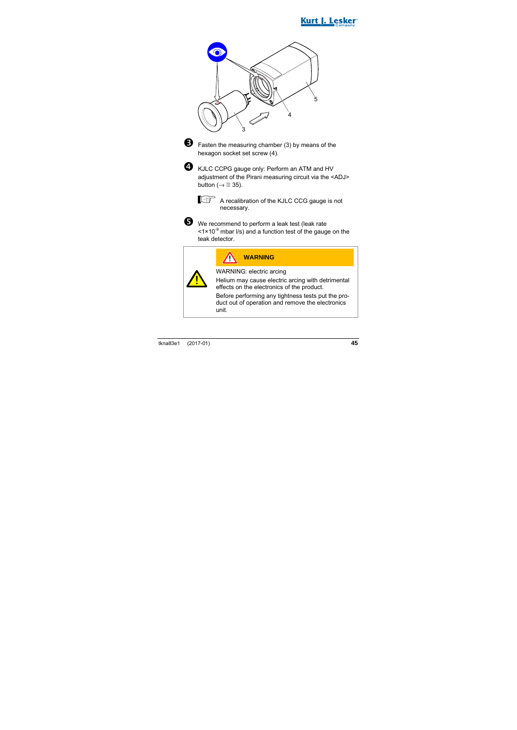❸ Fasten the measuring chamber (3) by means of the hexagon socket set screw (4).

❹ KJLC CCPG gauge only: Perform an ATM and HV adjustment of the Pirani measuring circuit via the <ADJ> button (→ 🗎 35).

> A recalibration of the KJLC CCG gauge is not necessary.

❺ We recommend to perform a leak test (leak rate $<1\times10^{-9}$ mbar l/s) and a function test of the gauge on the teak detector.

**⚠ WARNING**

WARNING: electric arcing

Helium may cause electric arcing with detrimental effects on the electronics of the product.

Before performing any tightness tests put the product out of operation and remove the electronics unit.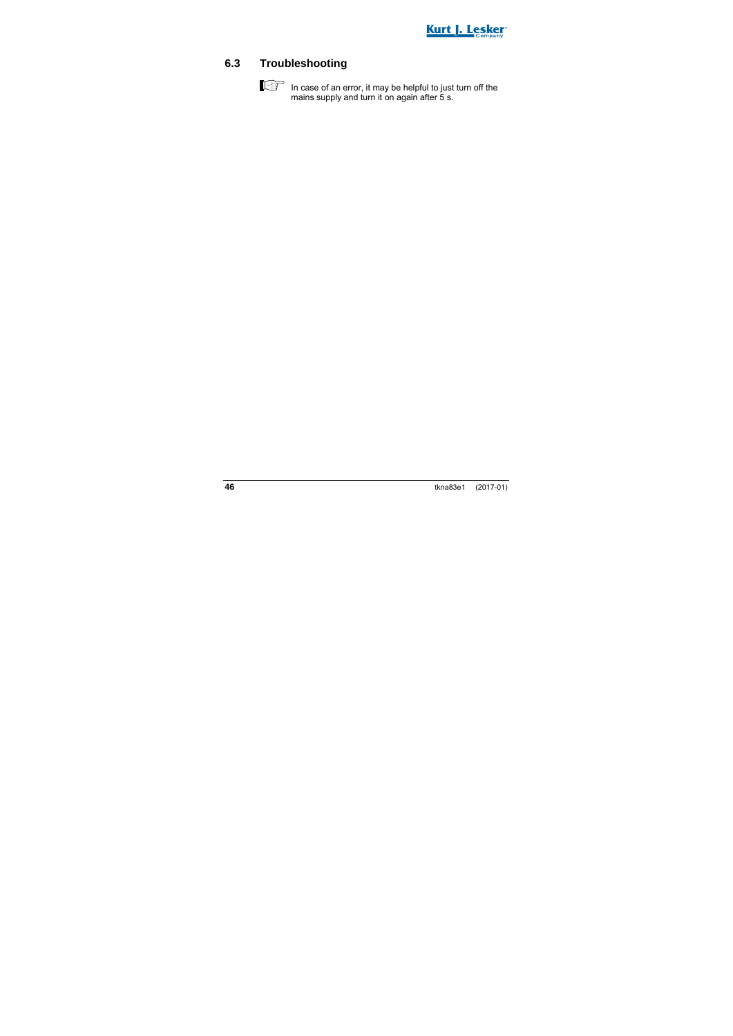## 6.3 Troubleshooting

In case of an error, it may be helpful to just turn off the mains supply and turn it on again after 5 s.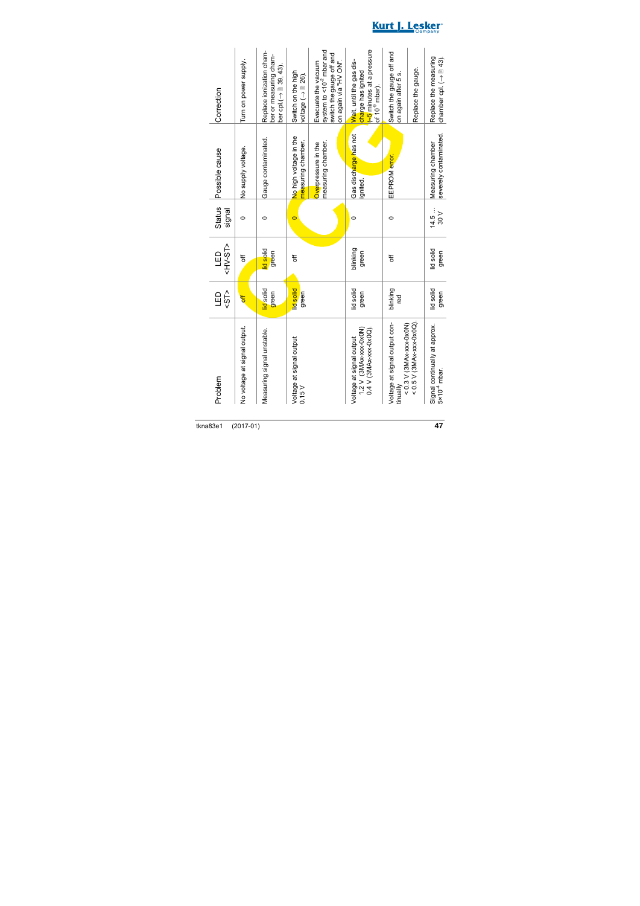| Problem | LED <ST> | LED <HV-ST> | Status signal | Possible cause | Correction |
|---|---|---|---|---|---|
| No voltage at signal output. | off | off | 0 | No supply voltage. | Turn on power supply. |
| Measuring signal unstable. | lid solid green | lid solid green | 0 | Gauge contaminated. | Replace ionization chamber or measuring chamber cpl.(→ 📄 39, 43). |
| Voltage at signal output 0.15 V | lid solid green | off | 0 | No high voltage in the measuring chamber. | Switch on the high voltage (→ 📄 26). |
| | | | | Overpressure in the measuring chamber. | Evacuate the vacuum system to <$10^{-2}$ mbar and switch the gauge off and on again via "HV ON". |
| Voltage at signal output 1.2 V (3MAx-xxx-0x0N) 0.4 V (3MAx-xxx-0x0Q). | lid solid green | blinking green | 0 | Gas discharge has not ignited. | Wait, until the gas discharge has ignited (≈5 minutes at a pressure of $10^{-9}$ mbar). |
| Voltage at signal output continually < 0.3 V (3MAx-xxx-0x0N) < 0.5 V (3MAx-xxx-0x0Q). | blinking red | off | 0 | EEPROM error. | Switch the gauge off and on again after 5 s. |
| | | | | | Replace the gauge. |
| Signal continually at approx. $5\times10^{-4}$ mbar. | lid solid green | lid solid green | 14.5 … 30 V | Measuring chamber severely contaminated. | Replace the measuring chamber cpl. (→ 📄 43). |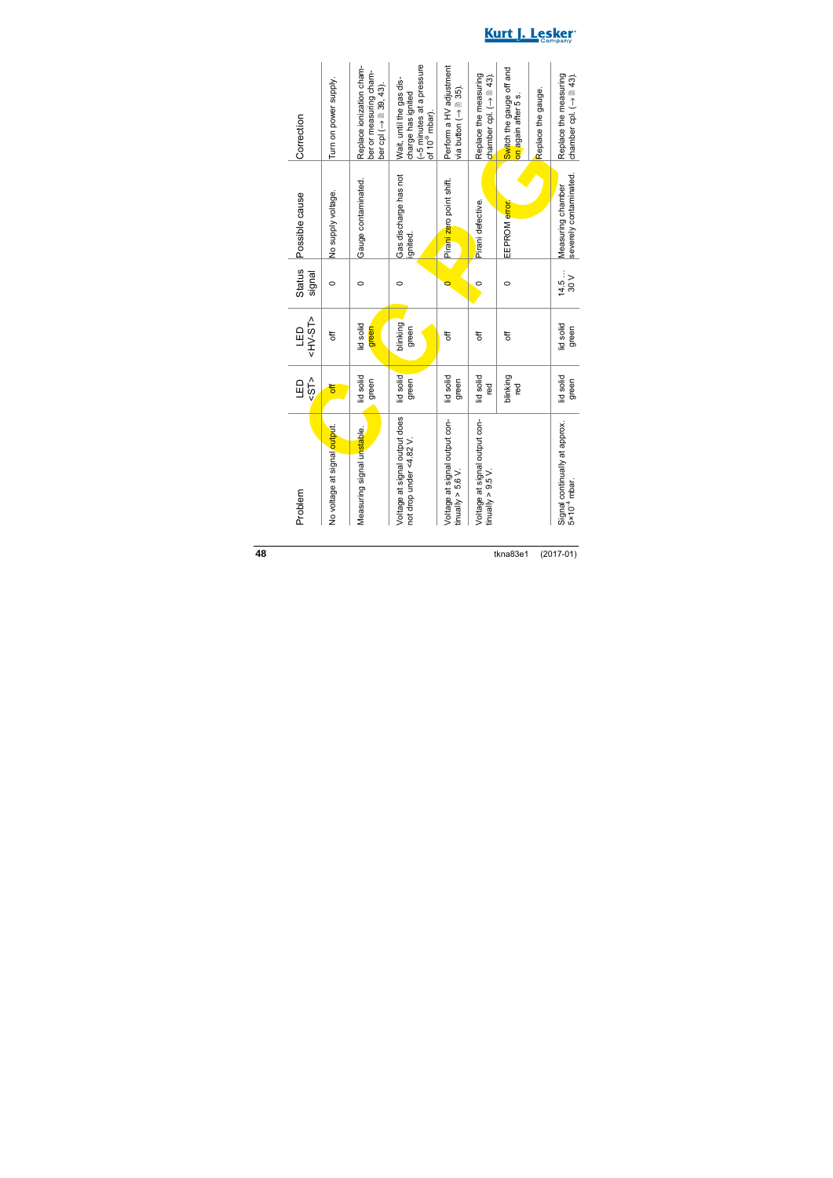| Problem | LED <ST> | LED <HV-ST> | Status signal | Possible cause | Correction |
|---|---|---|---|---|---|
| No voltage at signal output. | off | off | 0 | No supply voltage. | Turn on power supply. |
| Measuring signal unstable. | lid solid green | lid solid green | 0 | Gauge contaminated. | Replace ionization chamber or measuring chamber cpl (→ 🗎 39, 43). |
| Voltage at signal output does not drop under <4.82 V. | lid solid green | blinking green | 0 | Gas discharge has not ignited. | Wait, until the gas discharge has ignited (~5 minutes at a pressure of $10^{-9}$ mbar). |
| Voltage at signal output continually > 5.6 V. | lid solid green | off | 0 | Pirani zero point shift. | Perform a HV adjustment via button (→ 🗎 35). |
| Voltage at signal output continually > 9.5 V. | lid solid red | off | 0 | Pirani defective. | Replace the measuring chamber cpl. (→ 🗎 43). |
| | blinking red | off | 0 | EEPROM error. | Switch the gauge off and on again after 5 s. |
| | | | | | Replace the gauge. |
| Signal continually at approx. $5{\times}10^{-4}$ mbar. | lid solid green | lid solid green | 14.5 … 30 V | Measuring chamber severely contaminated. | Replace the measuring chamber cpl. (→ 🗎 43). |

tkna83e1 (2017-01)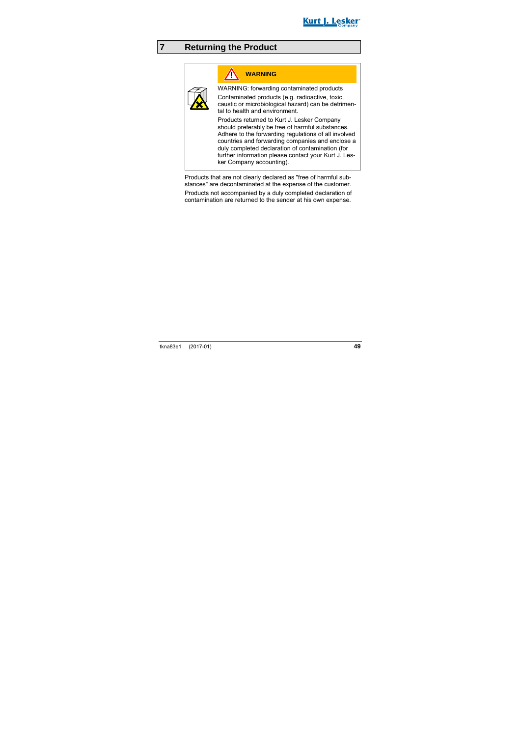# 7 Returning the Product

**WARNING**

WARNING: forwarding contaminated products

Contaminated products (e.g. radioactive, toxic, caustic or microbiological hazard) can be detrimental to health and environment.

Products returned to Kurt J. Lesker Company should preferably be free of harmful substances. Adhere to the forwarding regulations of all involved countries and forwarding companies and enclose a duly completed declaration of contamination (for further information please contact your Kurt J. Lesker Company accounting).

Products that are not clearly declared as "free of harmful substances" are decontaminated at the expense of the customer.

Products not accompanied by a duly completed declaration of contamination are returned to the sender at his own expense.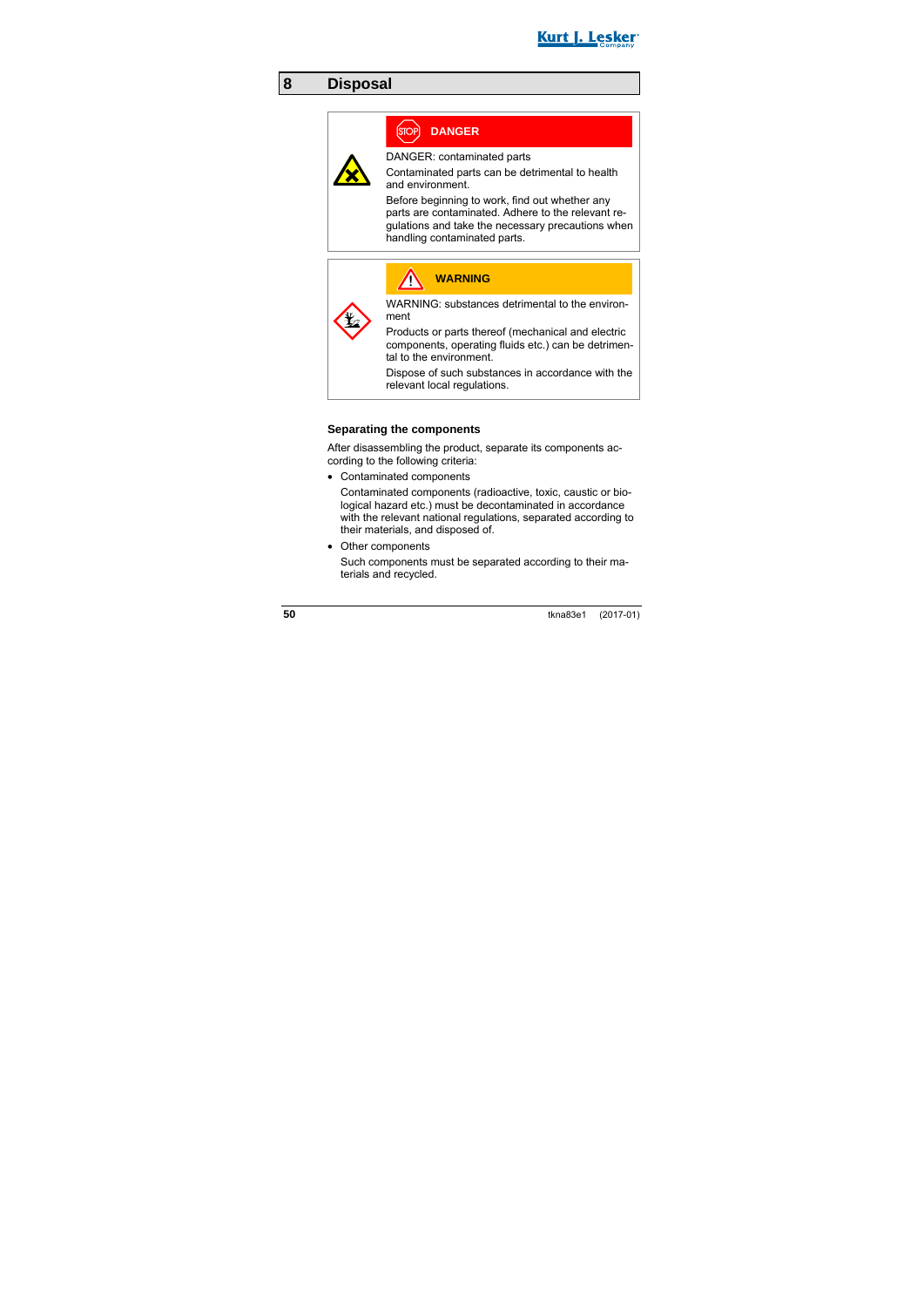# 8 Disposal

**DANGER**

DANGER: contaminated parts

Contaminated parts can be detrimental to health and environment.

Before beginning to work, find out whether any parts are contaminated. Adhere to the relevant regulations and take the necessary precautions when handling contaminated parts.

**WARNING**

WARNING: substances detrimental to the environment

Products or parts thereof (mechanical and electric components, operating fluids etc.) can be detrimental to the environment.

Dispose of such substances in accordance with the relevant local regulations.

### Separating the components

After disassembling the product, separate its components according to the following criteria:

- Contaminated components

  Contaminated components (radioactive, toxic, caustic or biological hazard etc.) must be decontaminated in accordance with the relevant national regulations, separated according to their materials, and disposed of.

- Other components

  Such components must be separated according to their materials and recycled.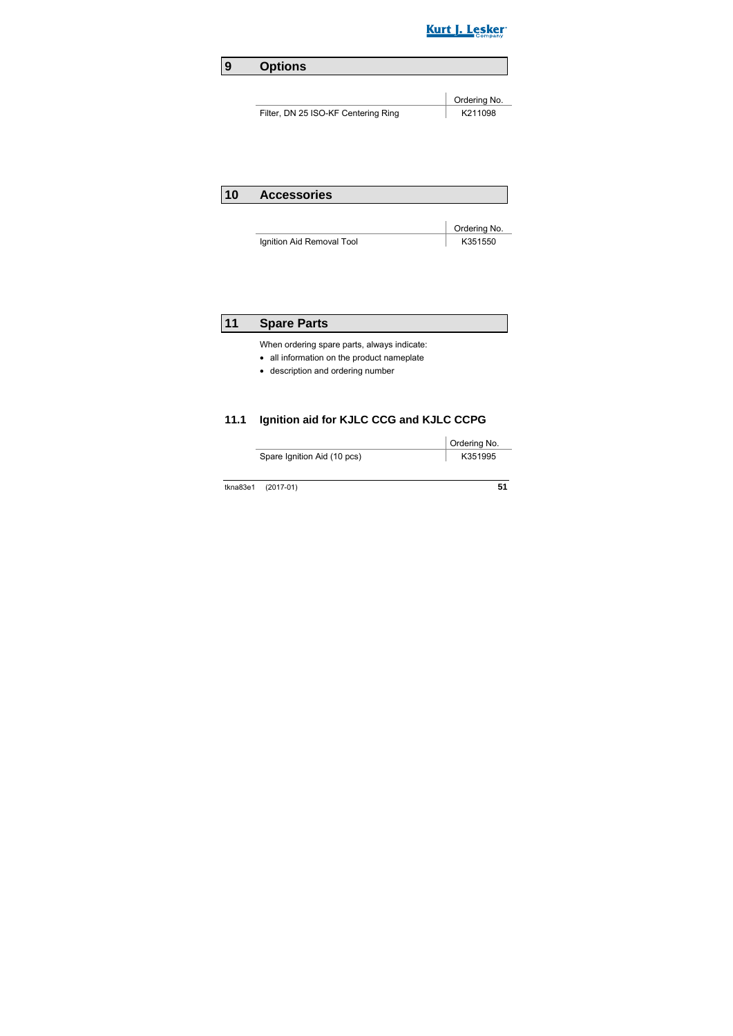# 9 Options

| | Ordering No. |
|---|---|
| Filter, DN 25 ISO-KF Centering Ring | K211098 |

# 10 Accessories

| | Ordering No. |
|---|---|
| Ignition Aid Removal Tool | K351550 |

# 11 Spare Parts

When ordering spare parts, always indicate:

- all information on the product nameplate
- description and ordering number

## 11.1 Ignition aid for KJLC CCG and KJLC CCPG

| | Ordering No. |
|---|---|
| Spare Ignition Aid (10 pcs) | K351995 |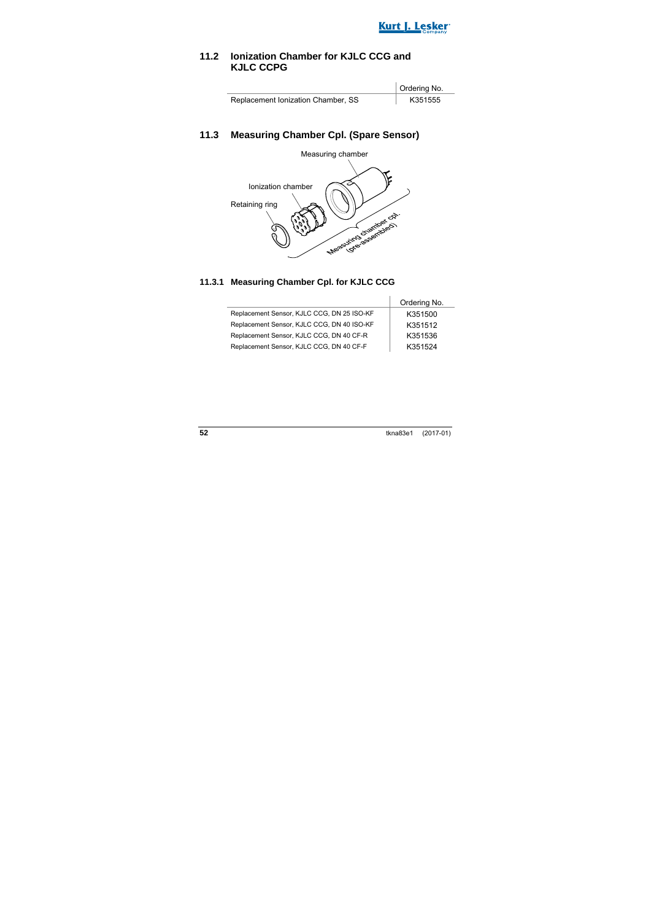## 11.2 Ionization Chamber for KJLC CCG and KJLC CCPG

| | Ordering No. |
|---|---|
| Replacement Ionization Chamber, SS | K351555 |

## 11.3 Measuring Chamber Cpl. (Spare Sensor)

Measuring chamber

Ionization chamber

Retaining ring

Measuring chamber cpl. (pre-assembled)

### 11.3.1 Measuring Chamber Cpl. for KJLC CCG

| | Ordering No. |
|---|---|
| Replacement Sensor, KJLC CCG, DN 25 ISO-KF | K351500 |
| Replacement Sensor, KJLC CCG, DN 40 ISO-KF | K351512 |
| Replacement Sensor, KJLC CCG, DN 40 CF-R | K351536 |
| Replacement Sensor, KJLC CCG, DN 40 CF-F | K351524 |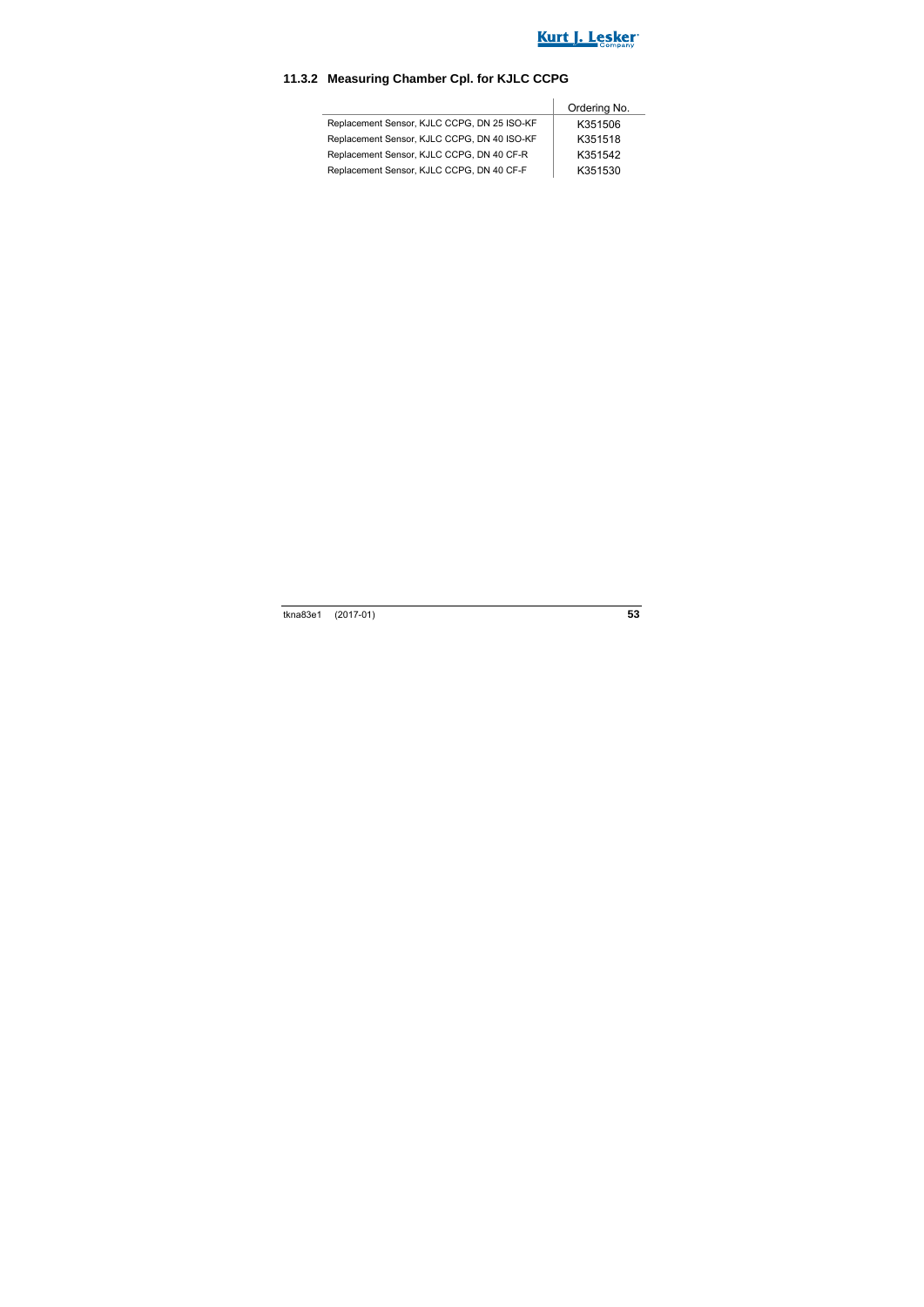### 11.3.2 Measuring Chamber Cpl. for KJLC CCPG

| | Ordering No. |
|---|---|
| Replacement Sensor, KJLC CCPG, DN 25 ISO-KF | K351506 |
| Replacement Sensor, KJLC CCPG, DN 40 ISO-KF | K351518 |
| Replacement Sensor, KJLC CCPG, DN 40 CF-R | K351542 |
| Replacement Sensor, KJLC CCPG, DN 40 CF-F | K351530 |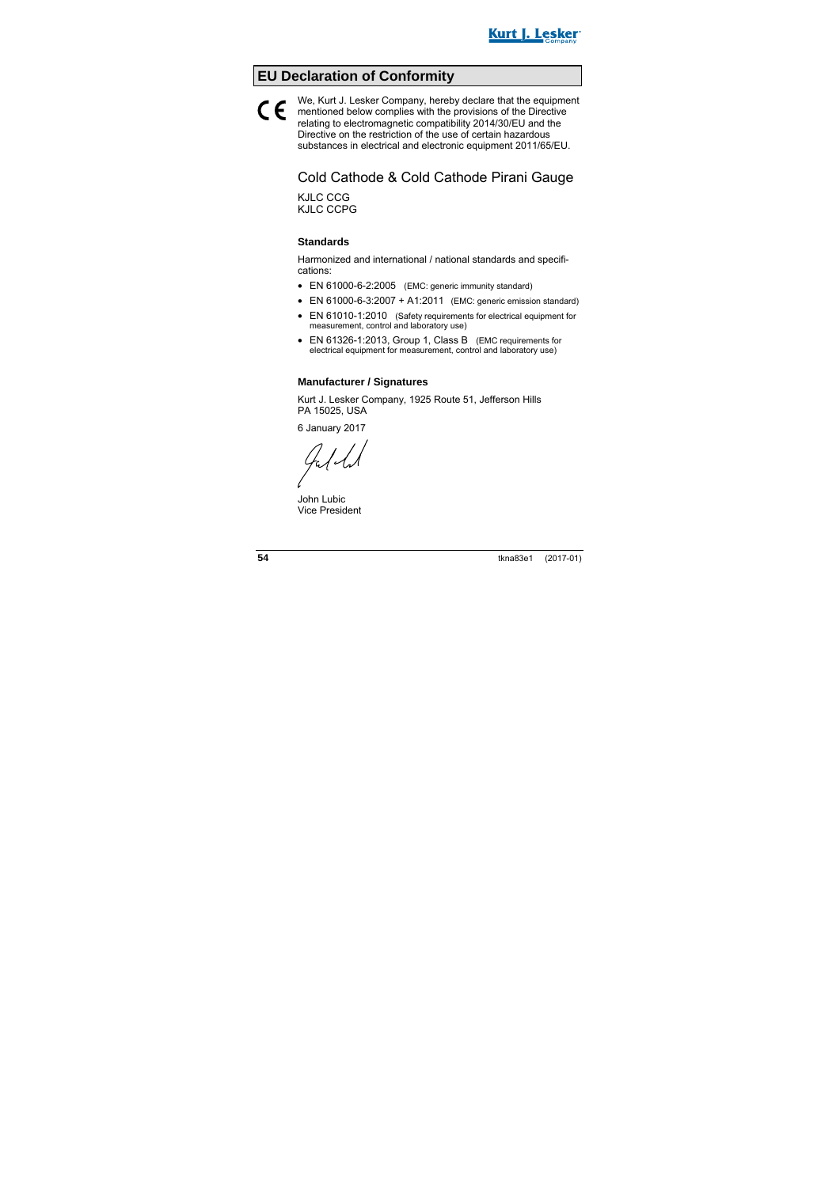# EU Declaration of Conformity

CE

We, Kurt J. Lesker Company, hereby declare that the equipment mentioned below complies with the provisions of the Directive relating to electromagnetic compatibility 2014/30/EU and the Directive on the restriction of the use of certain hazardous substances in electrical and electronic equipment 2011/65/EU.

## Cold Cathode & Cold Cathode Pirani Gauge

KJLC CCG
KJLC CCPG

### Standards

Harmonized and international / national standards and specifications:

- EN 61000-6-2:2005 (EMC: generic immunity standard)
- EN 61000-6-3:2007 + A1:2011 (EMC: generic emission standard)
- EN 61010-1:2010 (Safety requirements for electrical equipment for measurement, control and laboratory use)
- EN 61326-1:2013, Group 1, Class B (EMC requirements for electrical equipment for measurement, control and laboratory use)

### Manufacturer / Signatures

Kurt J. Lesker Company, 1925 Route 51, Jefferson Hills
PA 15025, USA

6 January 2017

John Lubic
Vice President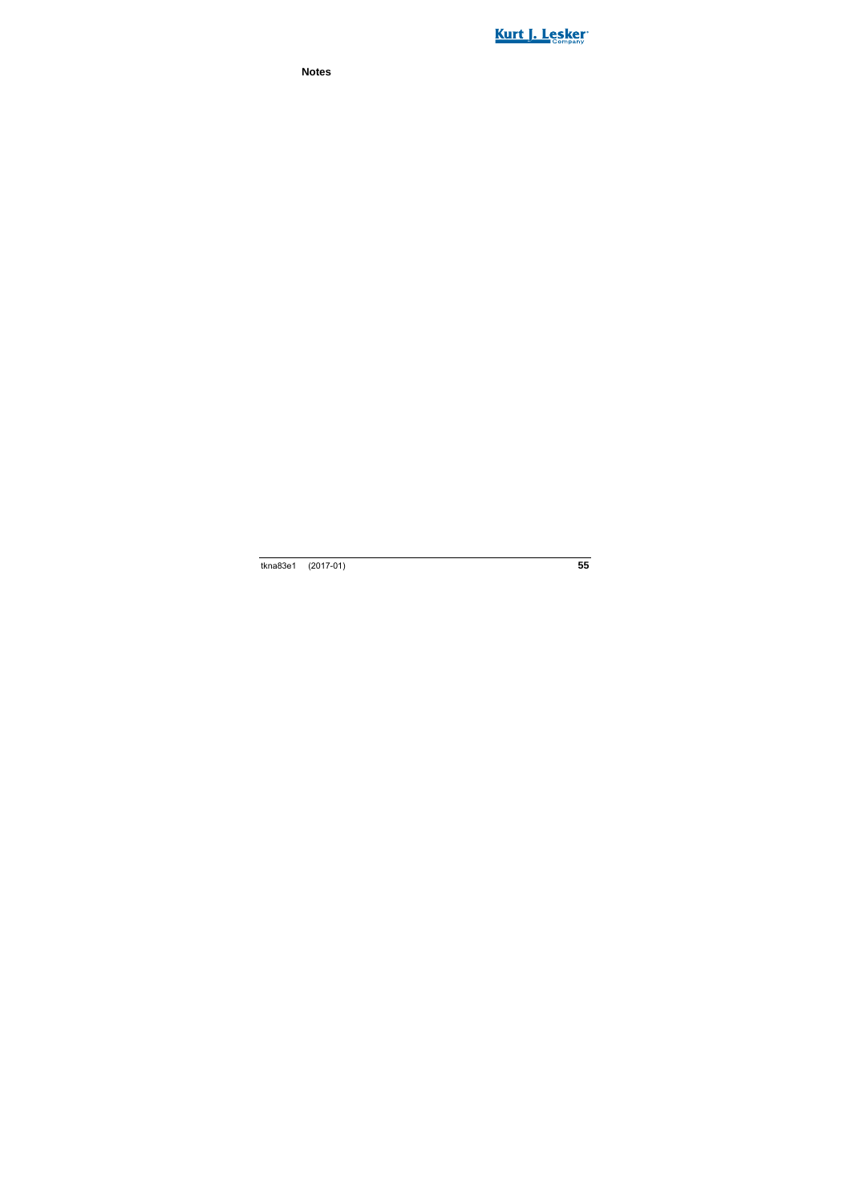**Notes**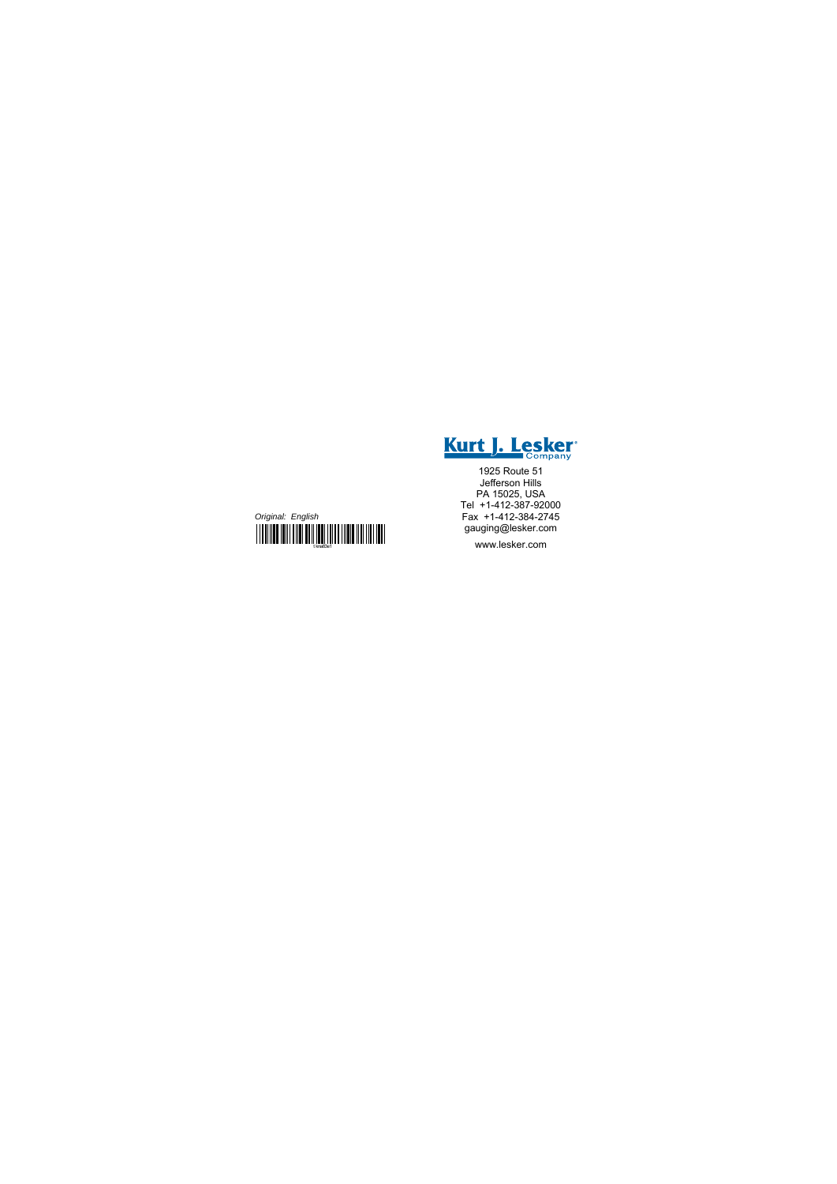*Original: English*

tinsa62e1

**Kurt J. Lesker Company**

1925 Route 51
Jefferson Hills
PA 15025, USA
Tel +1-412-387-92000
Fax +1-412-384-2745
gauging@lesker.com

www.lesker.com